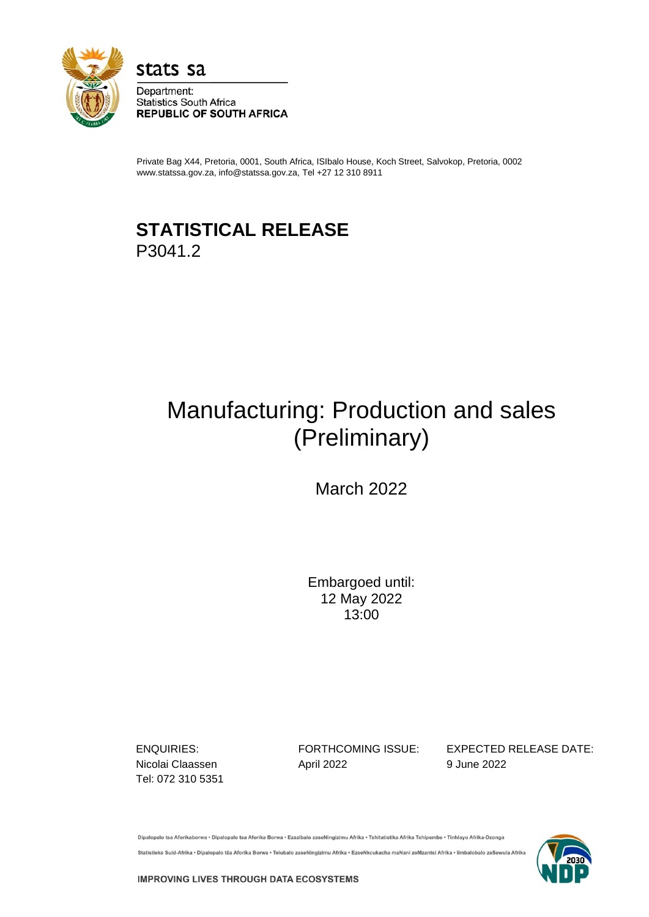stats sa

Department:
Statistics South Africa
**REPUBLIC OF SOUTH AFRICA**

Private Bag X44, Pretoria, 0001, South Africa, ISIbalo House, Koch Street, Salvokop, Pretoria, 0002
www.statssa.gov.za, info@statssa.gov.za, Tel +27 12 310 8911

# STATISTICAL RELEASE
P3041.2

# Manufacturing: Production and sales (Preliminary)

March 2022

Embargoed until:
12 May 2022
13:00

| ENQUIRIES: | FORTHCOMING ISSUE: | EXPECTED RELEASE DATE: |
|---|---|---|
| Nicolai Claassen<br>Tel: 072 310 5351 | April 2022 | 9 June 2022 |

Dipalopalo tsa Aforikaborwa • Dipalopalo tsa Aforika Borwa • Ezazibalo zaseNingizimu Afrika • Tshitatistika Afrika Tshipembe • Tinhlayo Afrika-Dzonga

Statistieke Suid-Afrika • Dipalopalo tša Aforika Borwa • Telubalo zaseNingizimu Afrika • EzeeNkcukacha maNani zoMzantsi Afrika • Iimbalobalo zeSewula Afrika

**IMPROVING LIVES THROUGH DATA ECOSYSTEMS**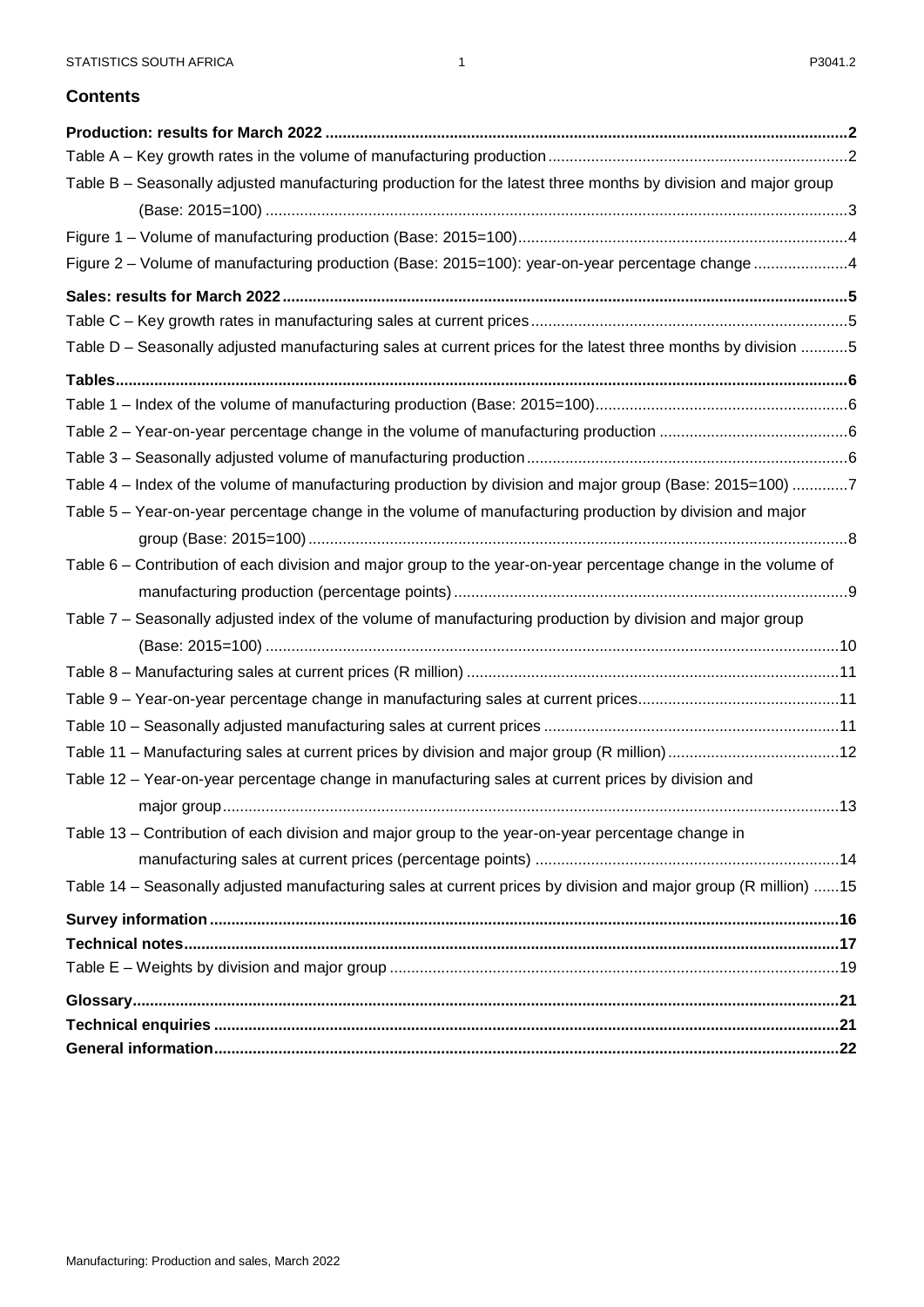## Contents

**Production: results for March 2022** ......................................................................................................................**2**

Table A – Key growth rates in the volume of manufacturing production .....................................................................2

Table B – Seasonally adjusted manufacturing production for the latest three months by division and major group (Base: 2015=100) .......................................................................................................................................3

Figure 1 – Volume of manufacturing production (Base: 2015=100) ............................................................................4

Figure 2 – Volume of manufacturing production (Base: 2015=100): year-on-year percentage change ......................4

**Sales: results for March 2022** .................................................................................................................................**5**

Table C – Key growth rates in manufacturing sales at current prices .........................................................................5

Table D – Seasonally adjusted manufacturing sales at current prices for the latest three months by division ...........5

**Tables** .......................................................................................................................................................................**6**

Table 1 – Index of the volume of manufacturing production (Base: 2015=100) ...........................................................6

Table 2 – Year-on-year percentage change in the volume of manufacturing production ............................................6

Table 3 – Seasonally adjusted volume of manufacturing production ...........................................................................6

Table 4 – Index of the volume of manufacturing production by division and major group (Base: 2015=100) .............7

Table 5 – Year-on-year percentage change in the volume of manufacturing production by division and major group (Base: 2015=100) ............................................................................................................................8

Table 6 – Contribution of each division and major group to the year-on-year percentage change in the volume of manufacturing production (percentage points) ...........................................................................................9

Table 7 – Seasonally adjusted index of the volume of manufacturing production by division and major group (Base: 2015=100) .....................................................................................................................................10

Table 8 – Manufacturing sales at current prices (R million) .......................................................................................11

Table 9 – Year-on-year percentage change in manufacturing sales at current prices ...............................................11

Table 10 – Seasonally adjusted manufacturing sales at current prices .....................................................................11

Table 11 – Manufacturing sales at current prices by division and major group (R million) ........................................12

Table 12 – Year-on-year percentage change in manufacturing sales at current prices by division and major group ...............................................................................................................................................13

Table 13 – Contribution of each division and major group to the year-on-year percentage change in manufacturing sales at current prices (percentage points) .......................................................................14

Table 14 – Seasonally adjusted manufacturing sales at current prices by division and major group (R million) ......15

**Survey information** .................................................................................................................................................**16**

**Technical notes** .......................................................................................................................................................**17**

Table E – Weights by division and major group .........................................................................................................19

**Glossary** ..................................................................................................................................................................**21**

**Technical enquiries** ................................................................................................................................................**21**

**General information** ...............................................................................................................................................**22**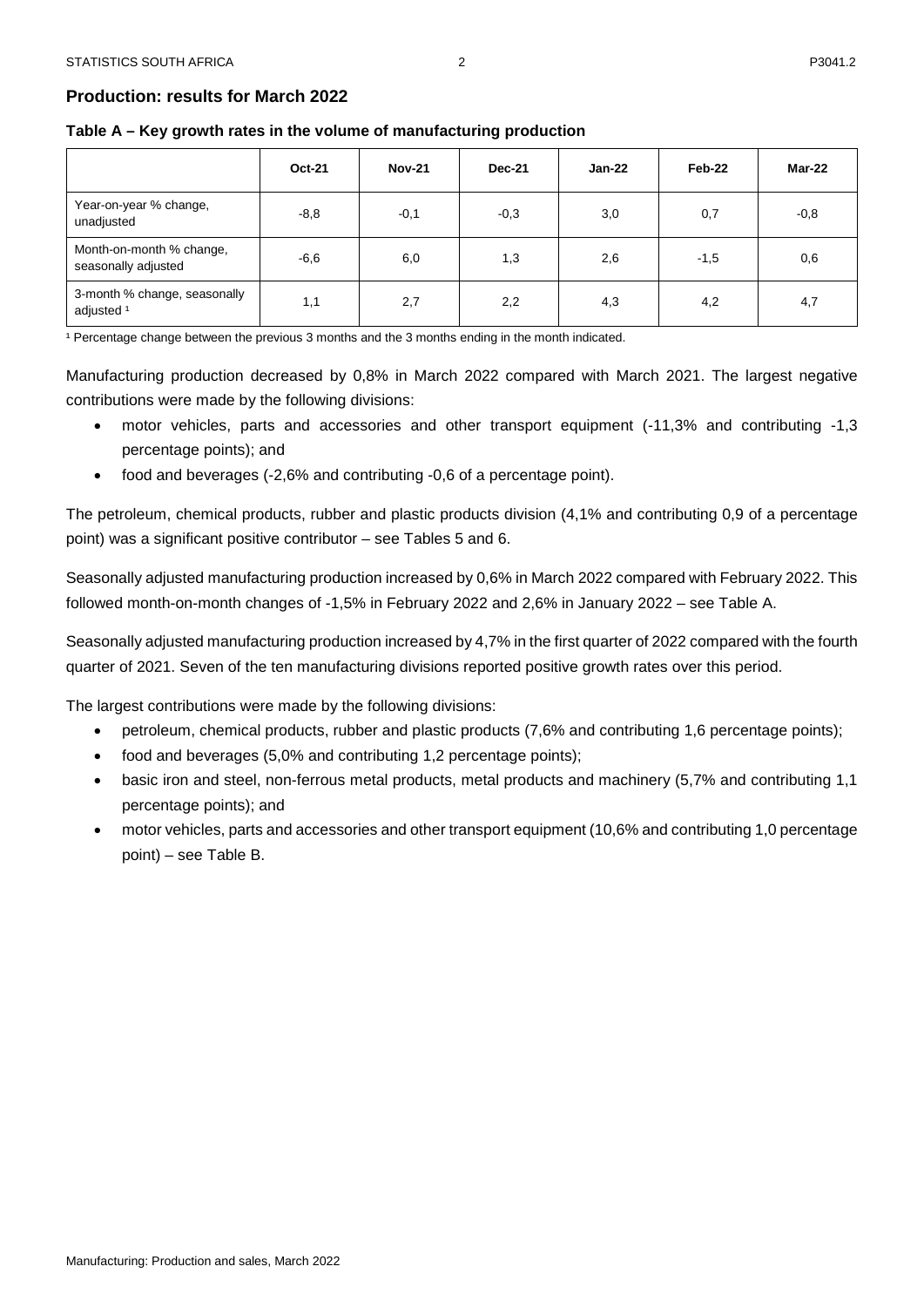## Production: results for March 2022

### Table A – Key growth rates in the volume of manufacturing production

| | Oct-21 | Nov-21 | Dec-21 | Jan-22 | Feb-22 | Mar-22 |
|---|---|---|---|---|---|---|
| Year-on-year % change, unadjusted | -8,8 | -0,1 | -0,3 | 3,0 | 0,7 | -0,8 |
| Month-on-month % change, seasonally adjusted | -6,6 | 6,0 | 1,3 | 2,6 | -1,5 | 0,6 |
| 3-month % change, seasonally adjusted [1] | 1,1 | 2,7 | 2,2 | 4,3 | 4,2 | 4,7 |

[1] Percentage change between the previous 3 months and the 3 months ending in the month indicated.

Manufacturing production decreased by 0,8% in March 2022 compared with March 2021. The largest negative contributions were made by the following divisions:

- motor vehicles, parts and accessories and other transport equipment (-11,3% and contributing -1,3 percentage points); and
- food and beverages (-2,6% and contributing -0,6 of a percentage point).

The petroleum, chemical products, rubber and plastic products division (4,1% and contributing 0,9 of a percentage point) was a significant positive contributor – see Tables 5 and 6.

Seasonally adjusted manufacturing production increased by 0,6% in March 2022 compared with February 2022. This followed month-on-month changes of -1,5% in February 2022 and 2,6% in January 2022 – see Table A.

Seasonally adjusted manufacturing production increased by 4,7% in the first quarter of 2022 compared with the fourth quarter of 2021. Seven of the ten manufacturing divisions reported positive growth rates over this period.

The largest contributions were made by the following divisions:

- petroleum, chemical products, rubber and plastic products (7,6% and contributing 1,6 percentage points);
- food and beverages (5,0% and contributing 1,2 percentage points);
- basic iron and steel, non-ferrous metal products, metal products and machinery (5,7% and contributing 1,1 percentage points); and
- motor vehicles, parts and accessories and other transport equipment (10,6% and contributing 1,0 percentage point) – see Table B.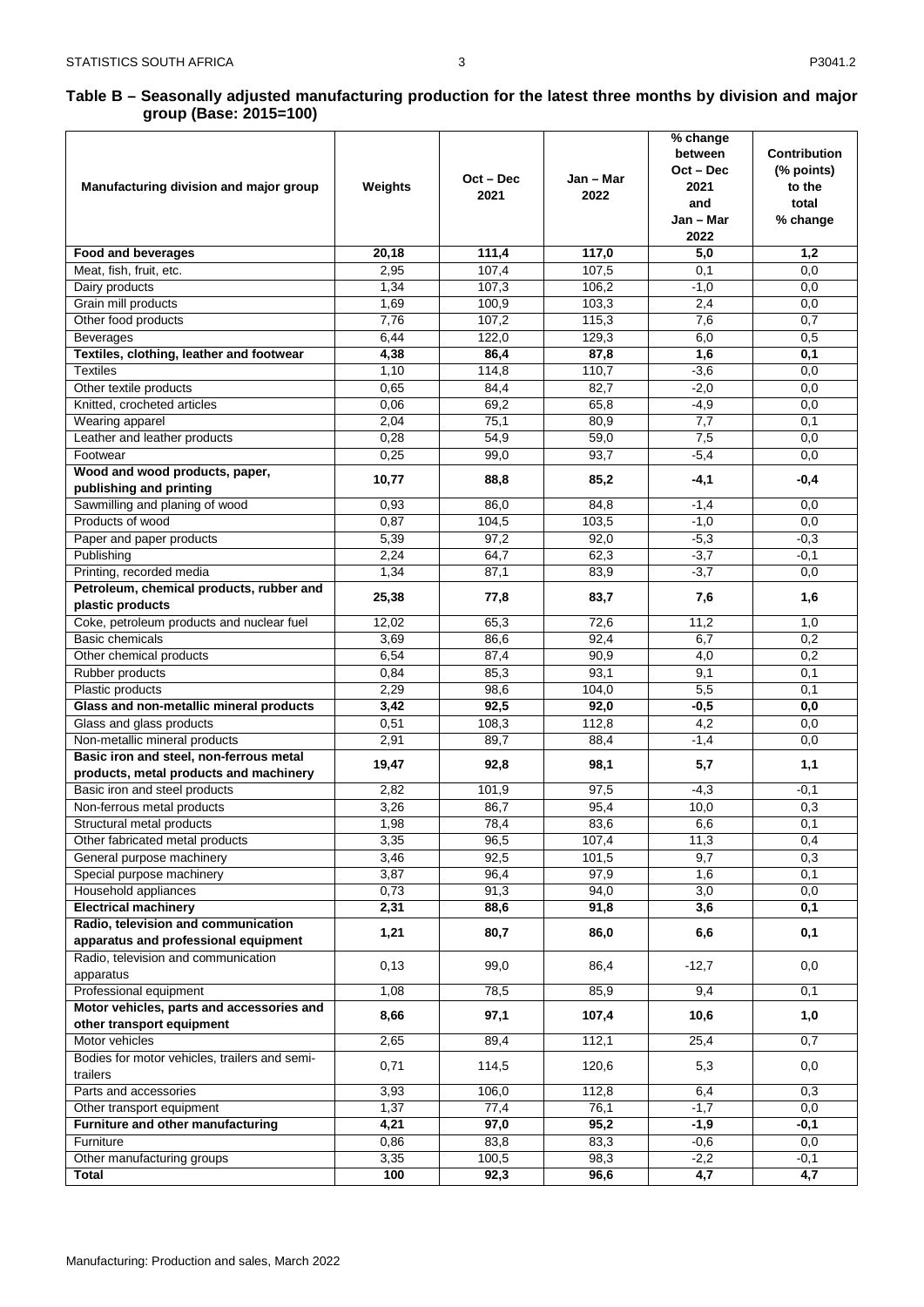**Table B – Seasonally adjusted manufacturing production for the latest three months by division and major group (Base: 2015=100)**

| Manufacturing division and major group | Weights | Oct – Dec 2021 | Jan – Mar 2022 | % change between Oct – Dec 2021 and Jan – Mar 2022 | Contribution (% points) to the total % change |
|---|---|---|---|---|---|
| **Food and beverages** | **20,18** | **111,4** | **117,0** | **5,0** | **1,2** |
| Meat, fish, fruit, etc. | 2,95 | 107,4 | 107,5 | 0,1 | 0,0 |
| Dairy products | 1,34 | 107,3 | 106,2 | -1,0 | 0,0 |
| Grain mill products | 1,69 | 100,9 | 103,3 | 2,4 | 0,0 |
| Other food products | 7,76 | 107,2 | 115,3 | 7,6 | 0,7 |
| Beverages | 6,44 | 122,0 | 129,3 | 6,0 | 0,5 |
| **Textiles, clothing, leather and footwear** | **4,38** | **86,4** | **87,8** | **1,6** | **0,1** |
| Textiles | 1,10 | 114,8 | 110,7 | -3,6 | 0,0 |
| Other textile products | 0,65 | 84,4 | 82,7 | -2,0 | 0,0 |
| Knitted, crocheted articles | 0,06 | 69,2 | 65,8 | -4,9 | 0,0 |
| Wearing apparel | 2,04 | 75,1 | 80,9 | 7,7 | 0,1 |
| Leather and leather products | 0,28 | 54,9 | 59,0 | 7,5 | 0,0 |
| Footwear | 0,25 | 99,0 | 93,7 | -5,4 | 0,0 |
| **Wood and wood products, paper, publishing and printing** | **10,77** | **88,8** | **85,2** | **-4,1** | **-0,4** |
| Sawmilling and planing of wood | 0,93 | 86,0 | 84,8 | -1,4 | 0,0 |
| Products of wood | 0,87 | 104,5 | 103,5 | -1,0 | 0,0 |
| Paper and paper products | 5,39 | 97,2 | 92,0 | -5,3 | -0,3 |
| Publishing | 2,24 | 64,7 | 62,3 | -3,7 | -0,1 |
| Printing, recorded media | 1,34 | 87,1 | 83,9 | -3,7 | 0,0 |
| **Petroleum, chemical products, rubber and plastic products** | **25,38** | **77,8** | **83,7** | **7,6** | **1,6** |
| Coke, petroleum products and nuclear fuel | 12,02 | 65,3 | 72,6 | 11,2 | 1,0 |
| Basic chemicals | 3,69 | 86,6 | 92,4 | 6,7 | 0,2 |
| Other chemical products | 6,54 | 87,4 | 90,9 | 4,0 | 0,2 |
| Rubber products | 0,84 | 85,3 | 93,1 | 9,1 | 0,1 |
| Plastic products | 2,29 | 98,6 | 104,0 | 5,5 | 0,1 |
| **Glass and non-metallic mineral products** | **3,42** | **92,5** | **92,0** | **-0,5** | **0,0** |
| Glass and glass products | 0,51 | 108,3 | 112,8 | 4,2 | 0,0 |
| Non-metallic mineral products | 2,91 | 89,7 | 88,4 | -1,4 | 0,0 |
| **Basic iron and steel, non-ferrous metal products, metal products and machinery** | **19,47** | **92,8** | **98,1** | **5,7** | **1,1** |
| Basic iron and steel products | 2,82 | 101,9 | 97,5 | -4,3 | -0,1 |
| Non-ferrous metal products | 3,26 | 86,7 | 95,4 | 10,0 | 0,3 |
| Structural metal products | 1,98 | 78,4 | 83,6 | 6,6 | 0,1 |
| Other fabricated metal products | 3,35 | 96,5 | 107,4 | 11,3 | 0,4 |
| General purpose machinery | 3,46 | 92,5 | 101,5 | 9,7 | 0,3 |
| Special purpose machinery | 3,87 | 96,4 | 97,9 | 1,6 | 0,1 |
| Household appliances | 0,73 | 91,3 | 94,0 | 3,0 | 0,0 |
| **Electrical machinery** | **2,31** | **88,6** | **91,8** | **3,6** | **0,1** |
| **Radio, television and communication apparatus and professional equipment** | **1,21** | **80,7** | **86,0** | **6,6** | **0,1** |
| Radio, television and communication apparatus | 0,13 | 99,0 | 86,4 | -12,7 | 0,0 |
| Professional equipment | 1,08 | 78,5 | 85,9 | 9,4 | 0,1 |
| **Motor vehicles, parts and accessories and other transport equipment** | **8,66** | **97,1** | **107,4** | **10,6** | **1,0** |
| Motor vehicles | 2,65 | 89,4 | 112,1 | 25,4 | 0,7 |
| Bodies for motor vehicles, trailers and semi-trailers | 0,71 | 114,5 | 120,6 | 5,3 | 0,0 |
| Parts and accessories | 3,93 | 106,0 | 112,8 | 6,4 | 0,3 |
| Other transport equipment | 1,37 | 77,4 | 76,1 | -1,7 | 0,0 |
| **Furniture and other manufacturing** | **4,21** | **97,0** | **95,2** | **-1,9** | **-0,1** |
| Furniture | 0,86 | 83,8 | 83,3 | -0,6 | 0,0 |
| Other manufacturing groups | 3,35 | 100,5 | 98,3 | -2,2 | -0,1 |
| **Total** | **100** | **92,3** | **96,6** | **4,7** | **4,7** |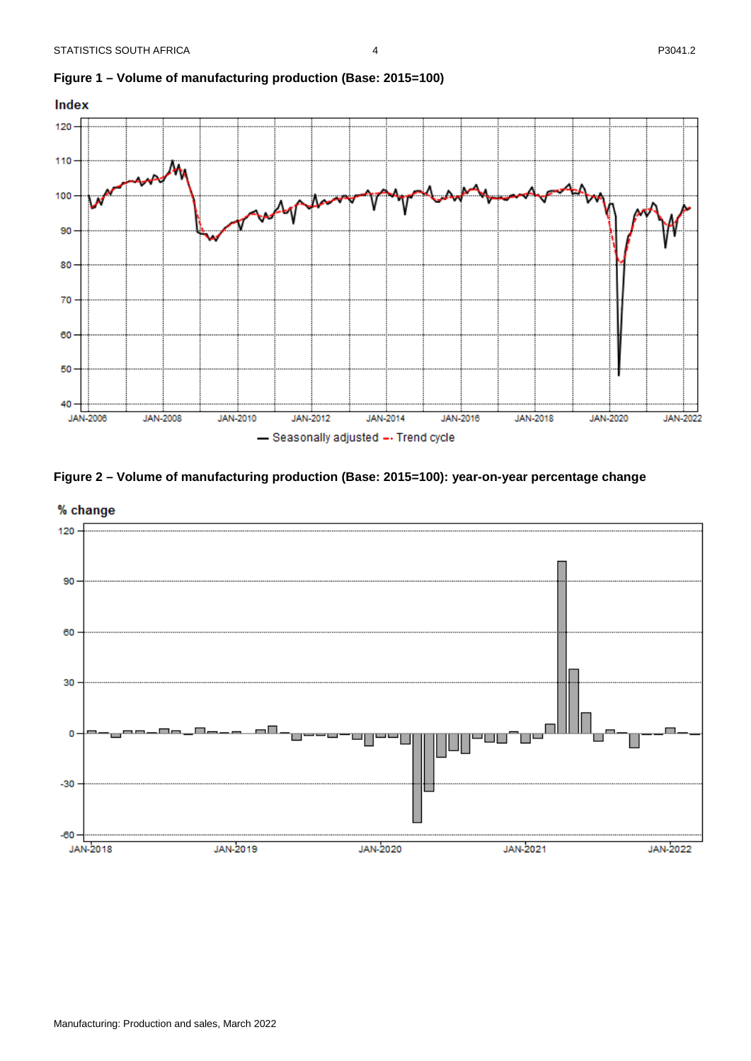**Figure 1 – Volume of manufacturing production (Base: 2015=100)**

**Figure 2 – Volume of manufacturing production (Base: 2015=100): year-on-year percentage change**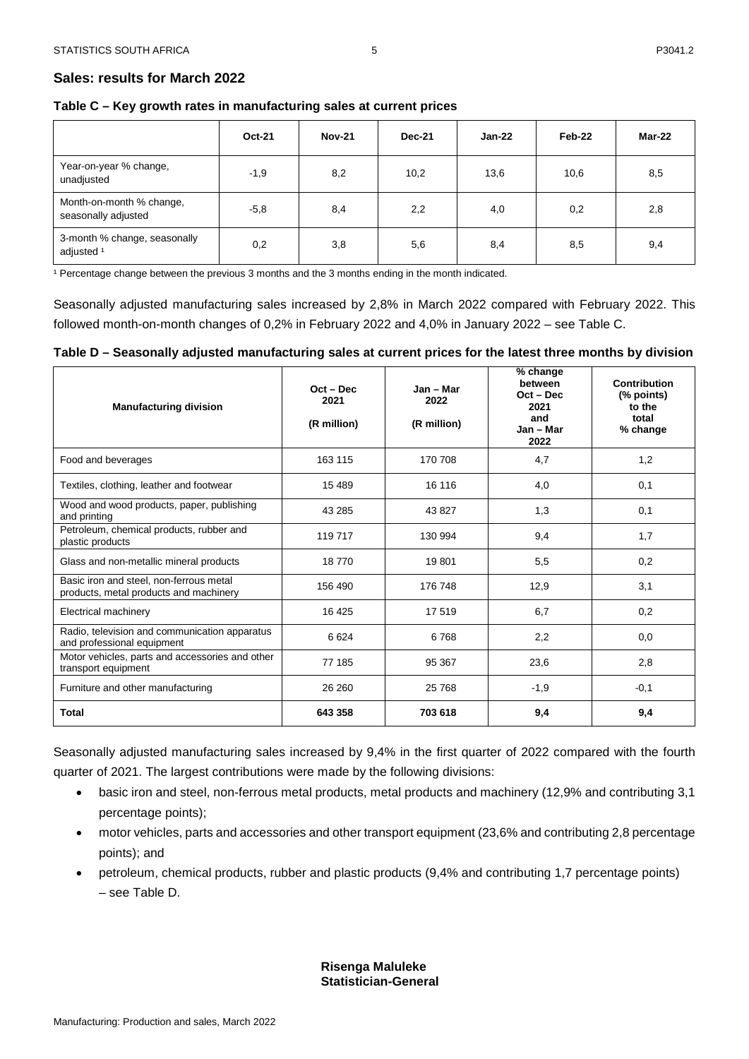## Sales: results for March 2022

### Table C – Key growth rates in manufacturing sales at current prices

| | Oct-21 | Nov-21 | Dec-21 | Jan-22 | Feb-22 | Mar-22 |
|---|---|---|---|---|---|---|
| Year-on-year % change, unadjusted | -1,9 | 8,2 | 10,2 | 13,6 | 10,6 | 8,5 |
| Month-on-month % change, seasonally adjusted | -5,8 | 8,4 | 2,2 | 4,0 | 0,2 | 2,8 |
| 3-month % change, seasonally adjusted [1] | 0,2 | 3,8 | 5,6 | 8,4 | 8,5 | 9,4 |

[1] Percentage change between the previous 3 months and the 3 months ending in the month indicated.

Seasonally adjusted manufacturing sales increased by 2,8% in March 2022 compared with February 2022. This followed month-on-month changes of 0,2% in February 2022 and 4,0% in January 2022 – see Table C.

### Table D – Seasonally adjusted manufacturing sales at current prices for the latest three months by division

| Manufacturing division | Oct – Dec 2021 (R million) | Jan – Mar 2022 (R million) | % change between Oct – Dec 2021 and Jan – Mar 2022 | Contribution (% points) to the total % change |
|---|---|---|---|---|
| Food and beverages | 163 115 | 170 708 | 4,7 | 1,2 |
| Textiles, clothing, leather and footwear | 15 489 | 16 116 | 4,0 | 0,1 |
| Wood and wood products, paper, publishing and printing | 43 285 | 43 827 | 1,3 | 0,1 |
| Petroleum, chemical products, rubber and plastic products | 119 717 | 130 994 | 9,4 | 1,7 |
| Glass and non-metallic mineral products | 18 770 | 19 801 | 5,5 | 0,2 |
| Basic iron and steel, non-ferrous metal products, metal products and machinery | 156 490 | 176 748 | 12,9 | 3,1 |
| Electrical machinery | 16 425 | 17 519 | 6,7 | 0,2 |
| Radio, television and communication apparatus and professional equipment | 6 624 | 6 768 | 2,2 | 0,0 |
| Motor vehicles, parts and accessories and other transport equipment | 77 185 | 95 367 | 23,6 | 2,8 |
| Furniture and other manufacturing | 26 260 | 25 768 | -1,9 | -0,1 |
| **Total** | **643 358** | **703 618** | **9,4** | **9,4** |

Seasonally adjusted manufacturing sales increased by 9,4% in the first quarter of 2022 compared with the fourth quarter of 2021. The largest contributions were made by the following divisions:

- basic iron and steel, non-ferrous metal products, metal products and machinery (12,9% and contributing 3,1 percentage points);
- motor vehicles, parts and accessories and other transport equipment (23,6% and contributing 2,8 percentage points); and
- petroleum, chemical products, rubber and plastic products (9,4% and contributing 1,7 percentage points) – see Table D.

**Risenga Maluleke**
**Statistician-General**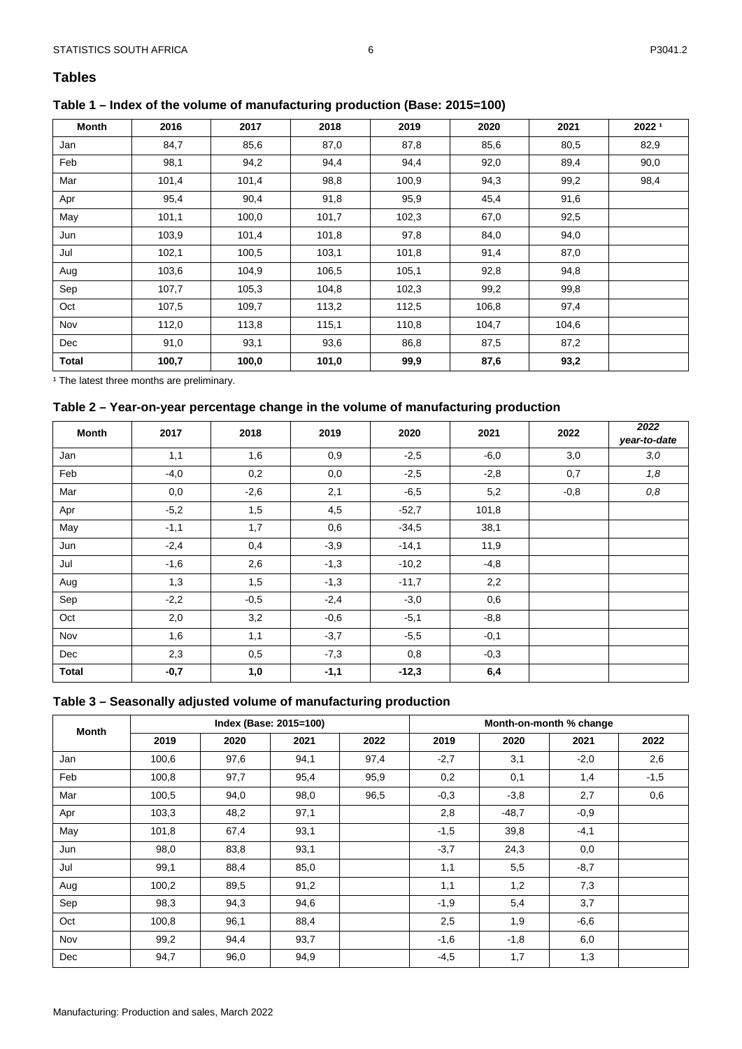## Tables

### Table 1 – Index of the volume of manufacturing production (Base: 2015=100)

| Month | 2016 | 2017 | 2018 | 2019 | 2020 | 2021 | 2022 [1] |
|---|---|---|---|---|---|---|---|
| Jan | 84,7 | 85,6 | 87,0 | 87,8 | 85,6 | 80,5 | 82,9 |
| Feb | 98,1 | 94,2 | 94,4 | 94,4 | 92,0 | 89,4 | 90,0 |
| Mar | 101,4 | 101,4 | 98,8 | 100,9 | 94,3 | 99,2 | 98,4 |
| Apr | 95,4 | 90,4 | 91,8 | 95,9 | 45,4 | 91,6 | |
| May | 101,1 | 100,0 | 101,7 | 102,3 | 67,0 | 92,5 | |
| Jun | 103,9 | 101,4 | 101,8 | 97,8 | 84,0 | 94,0 | |
| Jul | 102,1 | 100,5 | 103,1 | 101,8 | 91,4 | 87,0 | |
| Aug | 103,6 | 104,9 | 106,5 | 105,1 | 92,8 | 94,8 | |
| Sep | 107,7 | 105,3 | 104,8 | 102,3 | 99,2 | 99,8 | |
| Oct | 107,5 | 109,7 | 113,2 | 112,5 | 106,8 | 97,4 | |
| Nov | 112,0 | 113,8 | 115,1 | 110,8 | 104,7 | 104,6 | |
| Dec | 91,0 | 93,1 | 93,6 | 86,8 | 87,5 | 87,2 | |
| **Total** | **100,7** | **100,0** | **101,0** | **99,9** | **87,6** | **93,2** | |

[1] The latest three months are preliminary.

### Table 2 – Year-on-year percentage change in the volume of manufacturing production

| Month | 2017 | 2018 | 2019 | 2020 | 2021 | 2022 | *2022 year-to-date* |
|---|---|---|---|---|---|---|---|
| Jan | 1,1 | 1,6 | 0,9 | -2,5 | -6,0 | 3,0 | *3,0* |
| Feb | -4,0 | 0,2 | 0,0 | -2,5 | -2,8 | 0,7 | *1,8* |
| Mar | 0,0 | -2,6 | 2,1 | -6,5 | 5,2 | -0,8 | *0,8* |
| Apr | -5,2 | 1,5 | 4,5 | -52,7 | 101,8 | | |
| May | -1,1 | 1,7 | 0,6 | -34,5 | 38,1 | | |
| Jun | -2,4 | 0,4 | -3,9 | -14,1 | 11,9 | | |
| Jul | -1,6 | 2,6 | -1,3 | -10,2 | -4,8 | | |
| Aug | 1,3 | 1,5 | -1,3 | -11,7 | 2,2 | | |
| Sep | -2,2 | -0,5 | -2,4 | -3,0 | 0,6 | | |
| Oct | 2,0 | 3,2 | -0,6 | -5,1 | -8,8 | | |
| Nov | 1,6 | 1,1 | -3,7 | -5,5 | -0,1 | | |
| Dec | 2,3 | 0,5 | -7,3 | 0,8 | -0,3 | | |
| **Total** | **-0,7** | **1,0** | **-1,1** | **-12,3** | **6,4** | | |

### Table 3 – Seasonally adjusted volume of manufacturing production

| Month | Index (Base: 2015=100) | | | | Month-on-month % change | | | |
|---|---|---|---|---|---|---|---|---|
| | 2019 | 2020 | 2021 | 2022 | 2019 | 2020 | 2021 | 2022 |
| Jan | 100,6 | 97,6 | 94,1 | 97,4 | -2,7 | 3,1 | -2,0 | 2,6 |
| Feb | 100,8 | 97,7 | 95,4 | 95,9 | 0,2 | 0,1 | 1,4 | -1,5 |
| Mar | 100,5 | 94,0 | 98,0 | 96,5 | -0,3 | -3,8 | 2,7 | 0,6 |
| Apr | 103,3 | 48,2 | 97,1 | | 2,8 | -48,7 | -0,9 | |
| May | 101,8 | 67,4 | 93,1 | | -1,5 | 39,8 | -4,1 | |
| Jun | 98,0 | 83,8 | 93,1 | | -3,7 | 24,3 | 0,0 | |
| Jul | 99,1 | 88,4 | 85,0 | | 1,1 | 5,5 | -8,7 | |
| Aug | 100,2 | 89,5 | 91,2 | | 1,1 | 1,2 | 7,3 | |
| Sep | 98,3 | 94,3 | 94,6 | | -1,9 | 5,4 | 3,7 | |
| Oct | 100,8 | 96,1 | 88,4 | | 2,5 | 1,9 | -6,6 | |
| Nov | 99,2 | 94,4 | 93,7 | | -1,6 | -1,8 | 6,0 | |
| Dec | 94,7 | 96,0 | 94,9 | | -4,5 | 1,7 | 1,3 | |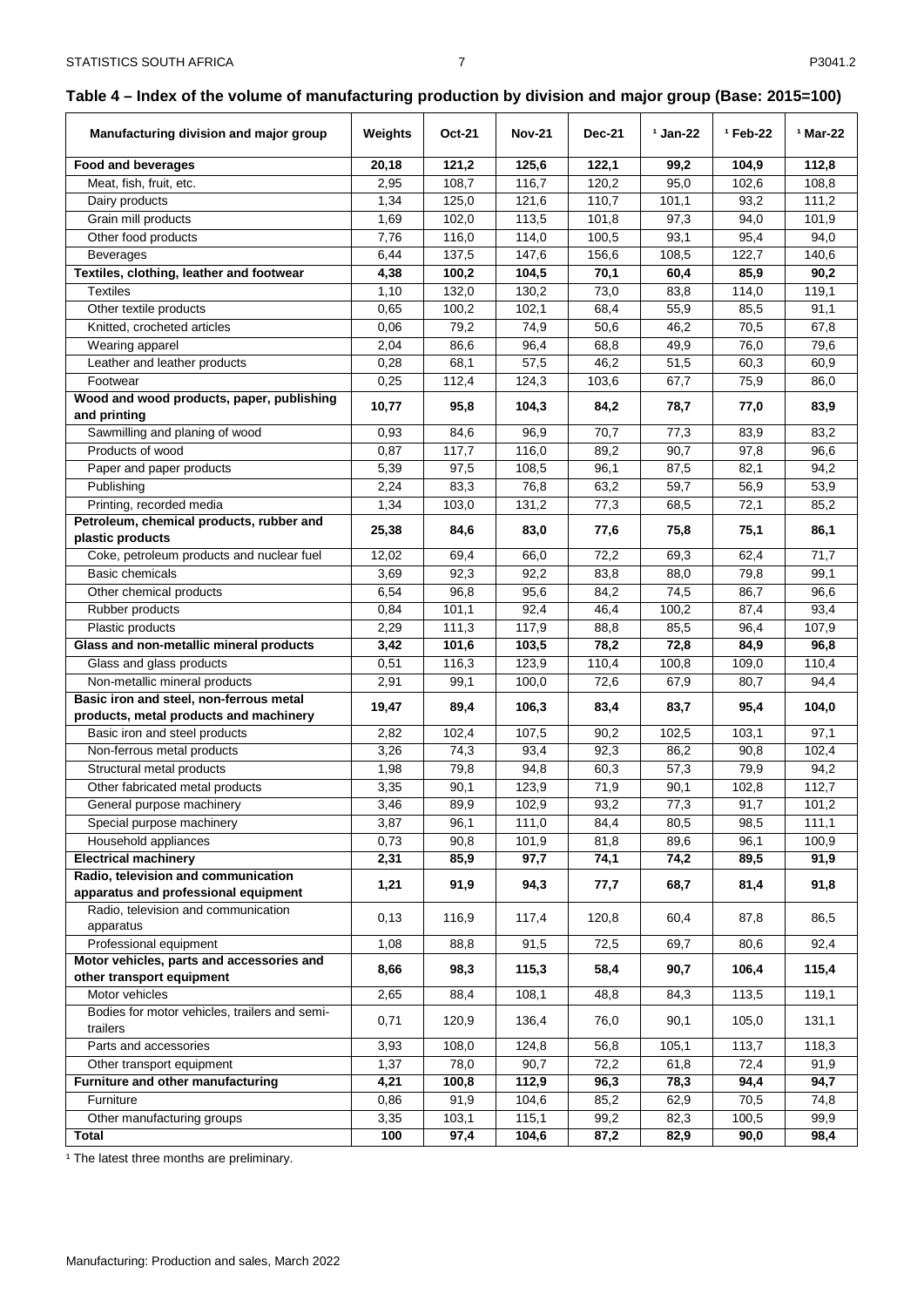## Table 4 – Index of the volume of manufacturing production by division and major group (Base: 2015=100)

| Manufacturing division and major group | Weights | Oct-21 | Nov-21 | Dec-21 | [1] Jan-22 | [1] Feb-22 | [1] Mar-22 |
|---|---|---|---|---|---|---|---|
| **Food and beverages** | **20,18** | **121,2** | **125,6** | **122,1** | **99,2** | **104,9** | **112,8** |
| Meat, fish, fruit, etc. | 2,95 | 108,7 | 116,7 | 120,2 | 95,0 | 102,6 | 108,8 |
| Dairy products | 1,34 | 125,0 | 121,6 | 110,7 | 101,1 | 93,2 | 111,2 |
| Grain mill products | 1,69 | 102,0 | 113,5 | 101,8 | 97,3 | 94,0 | 101,9 |
| Other food products | 7,76 | 116,0 | 114,0 | 100,5 | 93,1 | 95,4 | 94,0 |
| Beverages | 6,44 | 137,5 | 147,6 | 156,6 | 108,5 | 122,7 | 140,6 |
| **Textiles, clothing, leather and footwear** | **4,38** | **100,2** | **104,5** | **70,1** | **60,4** | **85,9** | **90,2** |
| Textiles | 1,10 | 132,0 | 130,2 | 73,0 | 83,8 | 114,0 | 119,1 |
| Other textile products | 0,65 | 100,2 | 102,1 | 68,4 | 55,9 | 85,5 | 91,1 |
| Knitted, crocheted articles | 0,06 | 79,2 | 74,9 | 50,6 | 46,2 | 70,5 | 67,8 |
| Wearing apparel | 2,04 | 86,6 | 96,4 | 68,8 | 49,9 | 76,0 | 79,6 |
| Leather and leather products | 0,28 | 68,1 | 57,5 | 46,2 | 51,5 | 60,3 | 60,9 |
| Footwear | 0,25 | 112,4 | 124,3 | 103,6 | 67,7 | 75,9 | 86,0 |
| **Wood and wood products, paper, publishing and printing** | **10,77** | **95,8** | **104,3** | **84,2** | **78,7** | **77,0** | **83,9** |
| Sawmilling and planing of wood | 0,93 | 84,6 | 96,9 | 70,7 | 77,3 | 83,9 | 83,2 |
| Products of wood | 0,87 | 117,7 | 116,0 | 89,2 | 90,7 | 97,8 | 96,6 |
| Paper and paper products | 5,39 | 97,5 | 108,5 | 96,1 | 87,5 | 82,1 | 94,2 |
| Publishing | 2,24 | 83,3 | 76,8 | 63,2 | 59,7 | 56,9 | 53,9 |
| Printing, recorded media | 1,34 | 103,0 | 131,2 | 77,3 | 68,5 | 72,1 | 85,2 |
| **Petroleum, chemical products, rubber and plastic products** | **25,38** | **84,6** | **83,0** | **77,6** | **75,8** | **75,1** | **86,1** |
| Coke, petroleum products and nuclear fuel | 12,02 | 69,4 | 66,0 | 72,2 | 69,3 | 62,4 | 71,7 |
| Basic chemicals | 3,69 | 92,3 | 92,2 | 83,8 | 88,0 | 79,8 | 99,1 |
| Other chemical products | 6,54 | 96,8 | 95,6 | 84,2 | 74,5 | 86,7 | 96,6 |
| Rubber products | 0,84 | 101,1 | 92,4 | 46,4 | 100,2 | 87,4 | 93,4 |
| Plastic products | 2,29 | 111,3 | 117,9 | 88,8 | 85,5 | 96,4 | 107,9 |
| **Glass and non-metallic mineral products** | **3,42** | **101,6** | **103,5** | **78,2** | **72,8** | **84,9** | **96,8** |
| Glass and glass products | 0,51 | 116,3 | 123,9 | 110,4 | 100,8 | 109,0 | 110,4 |
| Non-metallic mineral products | 2,91 | 99,1 | 100,0 | 72,6 | 67,9 | 80,7 | 94,4 |
| **Basic iron and steel, non-ferrous metal products, metal products and machinery** | **19,47** | **89,4** | **106,3** | **83,4** | **83,7** | **95,4** | **104,0** |
| Basic iron and steel products | 2,82 | 102,4 | 107,5 | 90,2 | 102,5 | 103,1 | 97,1 |
| Non-ferrous metal products | 3,26 | 74,3 | 93,4 | 92,3 | 86,2 | 90,8 | 102,4 |
| Structural metal products | 1,98 | 79,8 | 94,8 | 60,3 | 57,3 | 79,9 | 94,2 |
| Other fabricated metal products | 3,35 | 90,1 | 123,9 | 71,9 | 90,1 | 102,8 | 112,7 |
| General purpose machinery | 3,46 | 89,9 | 102,9 | 93,2 | 77,3 | 91,7 | 101,2 |
| Special purpose machinery | 3,87 | 96,1 | 111,0 | 84,4 | 80,5 | 98,5 | 111,1 |
| Household appliances | 0,73 | 90,8 | 101,9 | 81,8 | 89,6 | 96,1 | 100,9 |
| **Electrical machinery** | **2,31** | **85,9** | **97,7** | **74,1** | **74,2** | **89,5** | **91,9** |
| **Radio, television and communication apparatus and professional equipment** | **1,21** | **91,9** | **94,3** | **77,7** | **68,7** | **81,4** | **91,8** |
| Radio, television and communication apparatus | 0,13 | 116,9 | 117,4 | 120,8 | 60,4 | 87,8 | 86,5 |
| Professional equipment | 1,08 | 88,8 | 91,5 | 72,5 | 69,7 | 80,6 | 92,4 |
| **Motor vehicles, parts and accessories and other transport equipment** | **8,66** | **98,3** | **115,3** | **58,4** | **90,7** | **106,4** | **115,4** |
| Motor vehicles | 2,65 | 88,4 | 108,1 | 48,8 | 84,3 | 113,5 | 119,1 |
| Bodies for motor vehicles, trailers and semi-trailers | 0,71 | 120,9 | 136,4 | 76,0 | 90,1 | 105,0 | 131,1 |
| Parts and accessories | 3,93 | 108,0 | 124,8 | 56,8 | 105,1 | 113,7 | 118,3 |
| Other transport equipment | 1,37 | 78,0 | 90,7 | 72,2 | 61,8 | 72,4 | 91,9 |
| **Furniture and other manufacturing** | **4,21** | **100,8** | **112,9** | **96,3** | **78,3** | **94,4** | **94,7** |
| Furniture | 0,86 | 91,9 | 104,6 | 85,2 | 62,9 | 70,5 | 74,8 |
| Other manufacturing groups | 3,35 | 103,1 | 115,1 | 99,2 | 82,3 | 100,5 | 99,9 |
| **Total** | **100** | **97,4** | **104,6** | **87,2** | **82,9** | **90,0** | **98,4** |

[1] The latest three months are preliminary.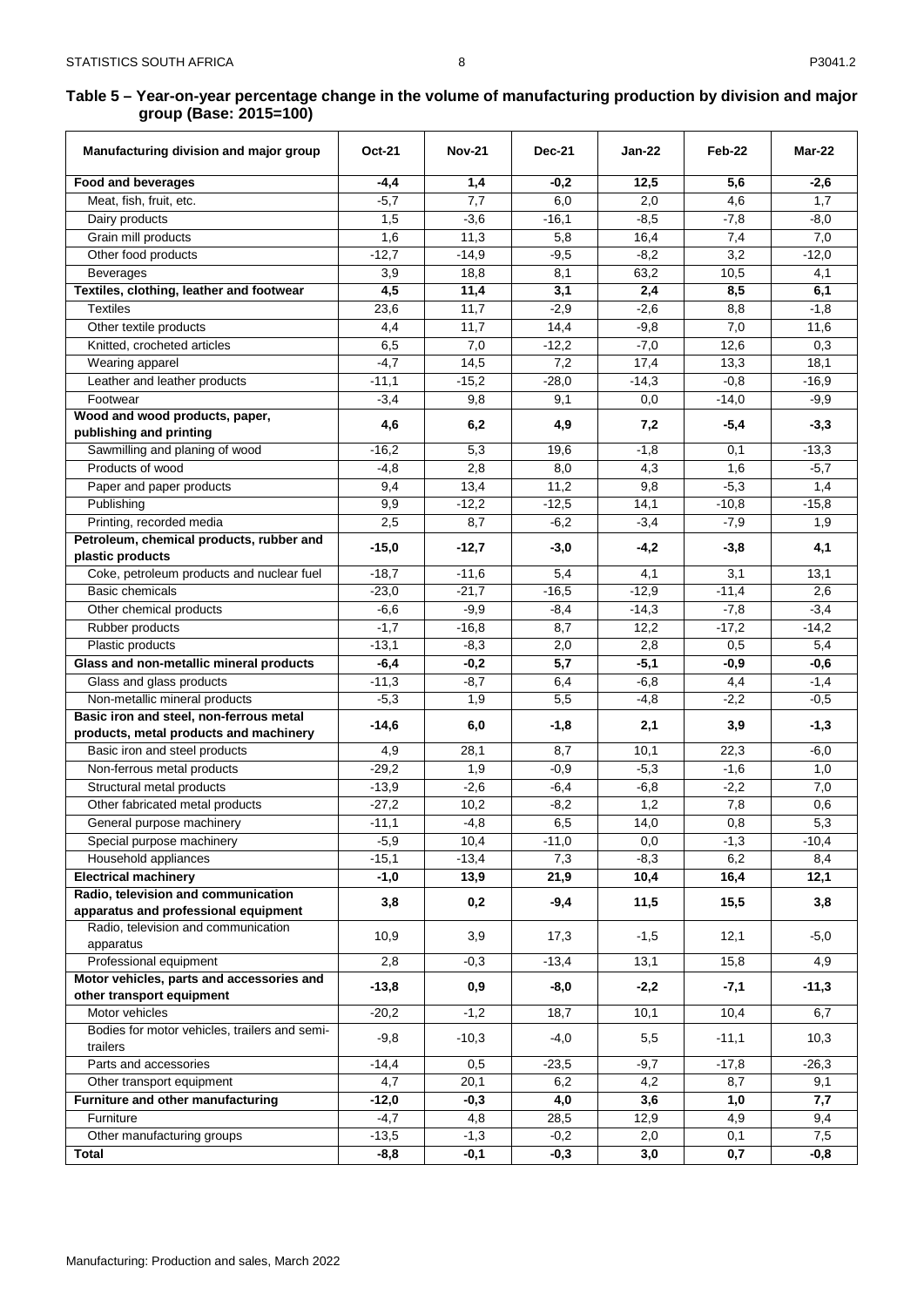## Table 5 – Year-on-year percentage change in the volume of manufacturing production by division and major group (Base: 2015=100)

| Manufacturing division and major group | Oct-21 | Nov-21 | Dec-21 | Jan-22 | Feb-22 | Mar-22 |
|---|---|---|---|---|---|---|
| **Food and beverages** | **-4,4** | **1,4** | **-0,2** | **12,5** | **5,6** | **-2,6** |
| Meat, fish, fruit, etc. | -5,7 | 7,7 | 6,0 | 2,0 | 4,6 | 1,7 |
| Dairy products | 1,5 | -3,6 | -16,1 | -8,5 | -7,8 | -8,0 |
| Grain mill products | 1,6 | 11,3 | 5,8 | 16,4 | 7,4 | 7,0 |
| Other food products | -12,7 | -14,9 | -9,5 | -8,2 | 3,2 | -12,0 |
| Beverages | 3,9 | 18,8 | 8,1 | 63,2 | 10,5 | 4,1 |
| **Textiles, clothing, leather and footwear** | **4,5** | **11,4** | **3,1** | **2,4** | **8,5** | **6,1** |
| Textiles | 23,6 | 11,7 | -2,9 | -2,6 | 8,8 | -1,8 |
| Other textile products | 4,4 | 11,7 | 14,4 | -9,8 | 7,0 | 11,6 |
| Knitted, crocheted articles | 6,5 | 7,0 | -12,2 | -7,0 | 12,6 | 0,3 |
| Wearing apparel | -4,7 | 14,5 | 7,2 | 17,4 | 13,3 | 18,1 |
| Leather and leather products | -11,1 | -15,2 | -28,0 | -14,3 | -0,8 | -16,9 |
| Footwear | -3,4 | 9,8 | 9,1 | 0,0 | -14,0 | -9,9 |
| **Wood and wood products, paper, publishing and printing** | **4,6** | **6,2** | **4,9** | **7,2** | **-5,4** | **-3,3** |
| Sawmilling and planing of wood | -16,2 | 5,3 | 19,6 | -1,8 | 0,1 | -13,3 |
| Products of wood | -4,8 | 2,8 | 8,0 | 4,3 | 1,6 | -5,7 |
| Paper and paper products | 9,4 | 13,4 | 11,2 | 9,8 | -5,3 | 1,4 |
| Publishing | 9,9 | -12,2 | -12,5 | 14,1 | -10,8 | -15,8 |
| Printing, recorded media | 2,5 | 8,7 | -6,2 | -3,4 | -7,9 | 1,9 |
| **Petroleum, chemical products, rubber and plastic products** | **-15,0** | **-12,7** | **-3,0** | **-4,2** | **-3,8** | **4,1** |
| Coke, petroleum products and nuclear fuel | -18,7 | -11,6 | 5,4 | 4,1 | 3,1 | 13,1 |
| Basic chemicals | -23,0 | -21,7 | -16,5 | -12,9 | -11,4 | 2,6 |
| Other chemical products | -6,6 | -9,9 | -8,4 | -14,3 | -7,8 | -3,4 |
| Rubber products | -1,7 | -16,8 | 8,7 | 12,2 | -17,2 | -14,2 |
| Plastic products | -13,1 | -8,3 | 2,0 | 2,8 | 0,5 | 5,4 |
| **Glass and non-metallic mineral products** | **-6,4** | **-0,2** | **5,7** | **-5,1** | **-0,9** | **-0,6** |
| Glass and glass products | -11,3 | -8,7 | 6,4 | -6,8 | 4,4 | -1,4 |
| Non-metallic mineral products | -5,3 | 1,9 | 5,5 | -4,8 | -2,2 | -0,5 |
| **Basic iron and steel, non-ferrous metal products, metal products and machinery** | **-14,6** | **6,0** | **-1,8** | **2,1** | **3,9** | **-1,3** |
| Basic iron and steel products | 4,9 | 28,1 | 8,7 | 10,1 | 22,3 | -6,0 |
| Non-ferrous metal products | -29,2 | 1,9 | -0,9 | -5,3 | -1,6 | 1,0 |
| Structural metal products | -13,9 | -2,6 | -6,4 | -6,8 | -2,2 | 7,0 |
| Other fabricated metal products | -27,2 | 10,2 | -8,2 | 1,2 | 7,8 | 0,6 |
| General purpose machinery | -11,1 | -4,8 | 6,5 | 14,0 | 0,8 | 5,3 |
| Special purpose machinery | -5,9 | 10,4 | -11,0 | 0,0 | -1,3 | -10,4 |
| Household appliances | -15,1 | -13,4 | 7,3 | -8,3 | 6,2 | 8,4 |
| **Electrical machinery** | **-1,0** | **13,9** | **21,9** | **10,4** | **16,4** | **12,1** |
| **Radio, television and communication apparatus and professional equipment** | **3,8** | **0,2** | **-9,4** | **11,5** | **15,5** | **3,8** |
| Radio, television and communication apparatus | 10,9 | 3,9 | 17,3 | -1,5 | 12,1 | -5,0 |
| Professional equipment | 2,8 | -0,3 | -13,4 | 13,1 | 15,8 | 4,9 |
| **Motor vehicles, parts and accessories and other transport equipment** | **-13,8** | **0,9** | **-8,0** | **-2,2** | **-7,1** | **-11,3** |
| Motor vehicles | -20,2 | -1,2 | 18,7 | 10,1 | 10,4 | 6,7 |
| Bodies for motor vehicles, trailers and semi-trailers | -9,8 | -10,3 | -4,0 | 5,5 | -11,1 | 10,3 |
| Parts and accessories | -14,4 | 0,5 | -23,5 | -9,7 | -17,8 | -26,3 |
| Other transport equipment | 4,7 | 20,1 | 6,2 | 4,2 | 8,7 | 9,1 |
| **Furniture and other manufacturing** | **-12,0** | **-0,3** | **4,0** | **3,6** | **1,0** | **7,7** |
| Furniture | -4,7 | 4,8 | 28,5 | 12,9 | 4,9 | 9,4 |
| Other manufacturing groups | -13,5 | -1,3 | -0,2 | 2,0 | 0,1 | 7,5 |
| **Total** | **-8,8** | **-0,1** | **-0,3** | **3,0** | **0,7** | **-0,8** |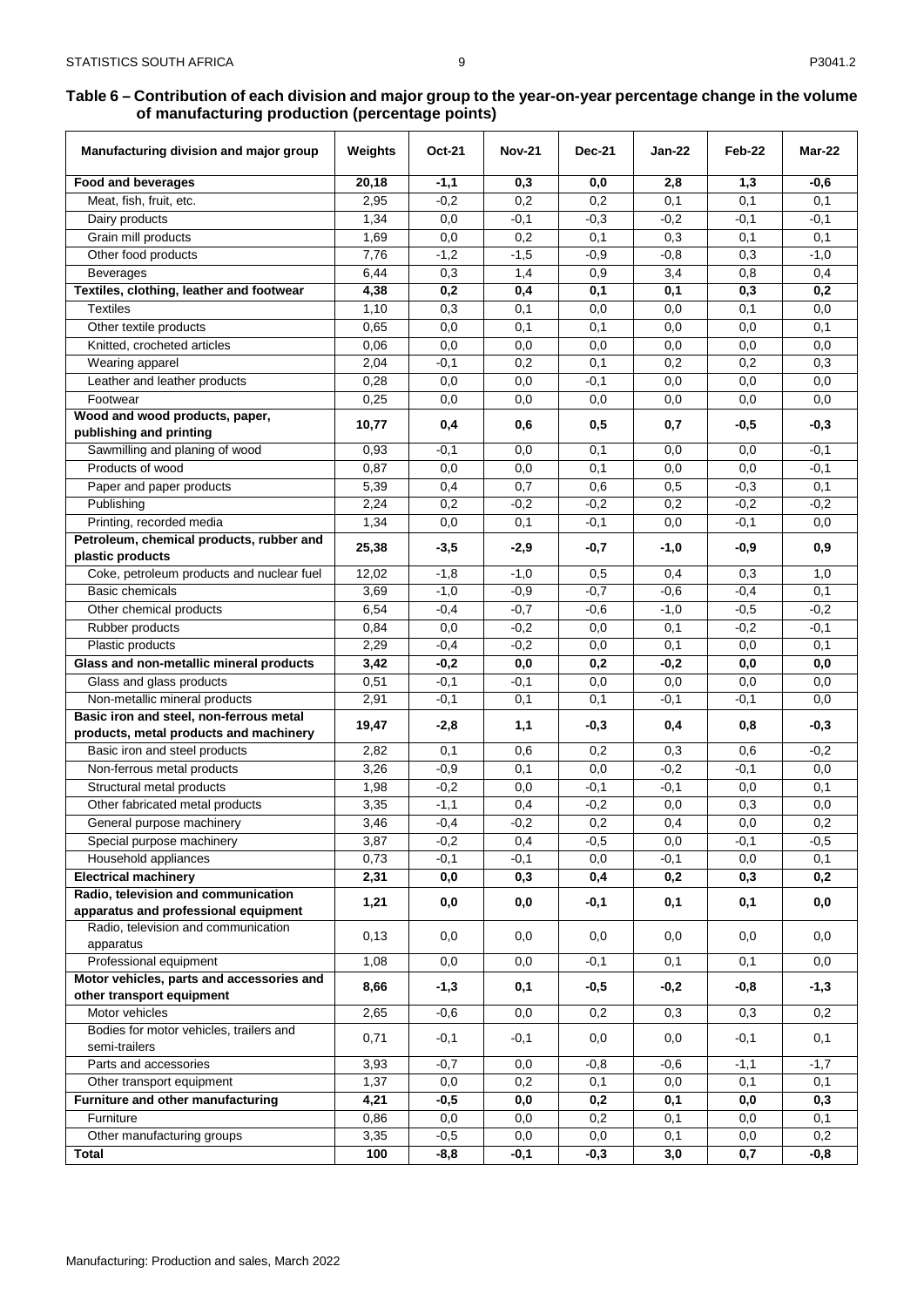**Table 6 – Contribution of each division and major group to the year-on-year percentage change in the volume of manufacturing production (percentage points)**

| Manufacturing division and major group | Weights | Oct-21 | Nov-21 | Dec-21 | Jan-22 | Feb-22 | Mar-22 |
|---|---|---|---|---|---|---|---|
| **Food and beverages** | **20,18** | **-1,1** | **0,3** | **0,0** | **2,8** | **1,3** | **-0,6** |
| Meat, fish, fruit, etc. | 2,95 | -0,2 | 0,2 | 0,2 | 0,1 | 0,1 | 0,1 |
| Dairy products | 1,34 | 0,0 | -0,1 | -0,3 | -0,2 | -0,1 | -0,1 |
| Grain mill products | 1,69 | 0,0 | 0,2 | 0,1 | 0,3 | 0,1 | 0,1 |
| Other food products | 7,76 | -1,2 | -1,5 | -0,9 | -0,8 | 0,3 | -1,0 |
| Beverages | 6,44 | 0,3 | 1,4 | 0,9 | 3,4 | 0,8 | 0,4 |
| **Textiles, clothing, leather and footwear** | **4,38** | **0,2** | **0,4** | **0,1** | **0,1** | **0,3** | **0,2** |
| Textiles | 1,10 | 0,3 | 0,1 | 0,0 | 0,0 | 0,1 | 0,0 |
| Other textile products | 0,65 | 0,0 | 0,1 | 0,1 | 0,0 | 0,0 | 0,1 |
| Knitted, crocheted articles | 0,06 | 0,0 | 0,0 | 0,0 | 0,0 | 0,0 | 0,0 |
| Wearing apparel | 2,04 | -0,1 | 0,2 | 0,1 | 0,2 | 0,2 | 0,3 |
| Leather and leather products | 0,28 | 0,0 | 0,0 | -0,1 | 0,0 | 0,0 | 0,0 |
| Footwear | 0,25 | 0,0 | 0,0 | 0,0 | 0,0 | 0,0 | 0,0 |
| **Wood and wood products, paper, publishing and printing** | **10,77** | **0,4** | **0,6** | **0,5** | **0,7** | **-0,5** | **-0,3** |
| Sawmilling and planing of wood | 0,93 | -0,1 | 0,0 | 0,1 | 0,0 | 0,0 | -0,1 |
| Products of wood | 0,87 | 0,0 | 0,0 | 0,1 | 0,0 | 0,0 | -0,1 |
| Paper and paper products | 5,39 | 0,4 | 0,7 | 0,6 | 0,5 | -0,3 | 0,1 |
| Publishing | 2,24 | 0,2 | -0,2 | -0,2 | 0,2 | -0,2 | -0,2 |
| Printing, recorded media | 1,34 | 0,0 | 0,1 | -0,1 | 0,0 | -0,1 | 0,0 |
| **Petroleum, chemical products, rubber and plastic products** | **25,38** | **-3,5** | **-2,9** | **-0,7** | **-1,0** | **-0,9** | **0,9** |
| Coke, petroleum products and nuclear fuel | 12,02 | -1,8 | -1,0 | 0,5 | 0,4 | 0,3 | 1,0 |
| Basic chemicals | 3,69 | -1,0 | -0,9 | -0,7 | -0,6 | -0,4 | 0,1 |
| Other chemical products | 6,54 | -0,4 | -0,7 | -0,6 | -1,0 | -0,5 | -0,2 |
| Rubber products | 0,84 | 0,0 | -0,2 | 0,0 | 0,1 | -0,2 | -0,1 |
| Plastic products | 2,29 | -0,4 | -0,2 | 0,0 | 0,1 | 0,0 | 0,1 |
| **Glass and non-metallic mineral products** | **3,42** | **-0,2** | **0,0** | **0,2** | **-0,2** | **0,0** | **0,0** |
| Glass and glass products | 0,51 | -0,1 | -0,1 | 0,0 | 0,0 | 0,0 | 0,0 |
| Non-metallic mineral products | 2,91 | -0,1 | 0,1 | 0,1 | -0,1 | -0,1 | 0,0 |
| **Basic iron and steel, non-ferrous metal products, metal products and machinery** | **19,47** | **-2,8** | **1,1** | **-0,3** | **0,4** | **0,8** | **-0,3** |
| Basic iron and steel products | 2,82 | 0,1 | 0,6 | 0,2 | 0,3 | 0,6 | -0,2 |
| Non-ferrous metal products | 3,26 | -0,9 | 0,1 | 0,0 | -0,2 | -0,1 | 0,0 |
| Structural metal products | 1,98 | -0,2 | 0,0 | -0,1 | -0,1 | 0,0 | 0,1 |
| Other fabricated metal products | 3,35 | -1,1 | 0,4 | -0,2 | 0,0 | 0,3 | 0,0 |
| General purpose machinery | 3,46 | -0,4 | -0,2 | 0,2 | 0,4 | 0,0 | 0,2 |
| Special purpose machinery | 3,87 | -0,2 | 0,4 | -0,5 | 0,0 | -0,1 | -0,5 |
| Household appliances | 0,73 | -0,1 | -0,1 | 0,0 | -0,1 | 0,0 | 0,1 |
| **Electrical machinery** | **2,31** | **0,0** | **0,3** | **0,4** | **0,2** | **0,3** | **0,2** |
| **Radio, television and communication apparatus and professional equipment** | **1,21** | **0,0** | **0,0** | **-0,1** | **0,1** | **0,1** | **0,0** |
| Radio, television and communication apparatus | 0,13 | 0,0 | 0,0 | 0,0 | 0,0 | 0,0 | 0,0 |
| Professional equipment | 1,08 | 0,0 | 0,0 | -0,1 | 0,1 | 0,1 | 0,0 |
| **Motor vehicles, parts and accessories and other transport equipment** | **8,66** | **-1,3** | **0,1** | **-0,5** | **-0,2** | **-0,8** | **-1,3** |
| Motor vehicles | 2,65 | -0,6 | 0,0 | 0,2 | 0,3 | 0,3 | 0,2 |
| Bodies for motor vehicles, trailers and semi-trailers | 0,71 | -0,1 | -0,1 | 0,0 | 0,0 | -0,1 | 0,1 |
| Parts and accessories | 3,93 | -0,7 | 0,0 | -0,8 | -0,6 | -1,1 | -1,7 |
| Other transport equipment | 1,37 | 0,0 | 0,2 | 0,1 | 0,0 | 0,1 | 0,1 |
| **Furniture and other manufacturing** | **4,21** | **-0,5** | **0,0** | **0,2** | **0,1** | **0,0** | **0,3** |
| Furniture | 0,86 | 0,0 | 0,0 | 0,2 | 0,1 | 0,0 | 0,1 |
| Other manufacturing groups | 3,35 | -0,5 | 0,0 | 0,0 | 0,1 | 0,0 | 0,2 |
| **Total** | **100** | **-8,8** | **-0,1** | **-0,3** | **3,0** | **0,7** | **-0,8** |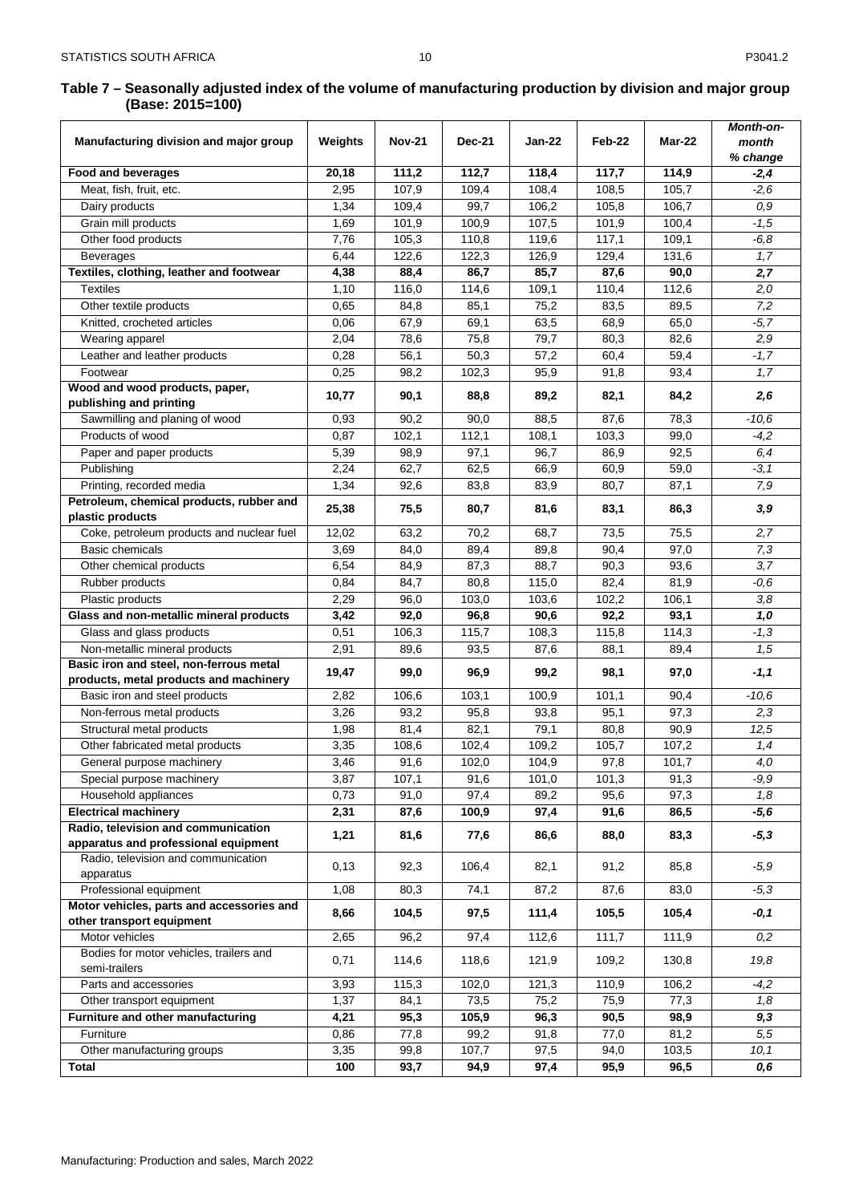## Table 7 – Seasonally adjusted index of the volume of manufacturing production by division and major group (Base: 2015=100)

| Manufacturing division and major group | Weights | Nov-21 | Dec-21 | Jan-22 | Feb-22 | Mar-22 | *Month-on-month % change* |
|---|---|---|---|---|---|---|---|
| **Food and beverages** | **20,18** | **111,2** | **112,7** | **118,4** | **117,7** | **114,9** | ***-2,4*** |
| Meat, fish, fruit, etc. | 2,95 | 107,9 | 109,4 | 108,4 | 108,5 | 105,7 | *-2,6* |
| Dairy products | 1,34 | 109,4 | 99,7 | 106,2 | 105,8 | 106,7 | *0,9* |
| Grain mill products | 1,69 | 101,9 | 100,9 | 107,5 | 101,9 | 100,4 | *-1,5* |
| Other food products | 7,76 | 105,3 | 110,8 | 119,6 | 117,1 | 109,1 | *-6,8* |
| Beverages | 6,44 | 122,6 | 122,3 | 126,9 | 129,4 | 131,6 | *1,7* |
| **Textiles, clothing, leather and footwear** | **4,38** | **88,4** | **86,7** | **85,7** | **87,6** | **90,0** | ***2,7*** |
| Textiles | 1,10 | 116,0 | 114,6 | 109,1 | 110,4 | 112,6 | *2,0* |
| Other textile products | 0,65 | 84,8 | 85,1 | 75,2 | 83,5 | 89,5 | *7,2* |
| Knitted, crocheted articles | 0,06 | 67,9 | 69,1 | 63,5 | 68,9 | 65,0 | *-5,7* |
| Wearing apparel | 2,04 | 78,6 | 75,8 | 79,7 | 80,3 | 82,6 | *2,9* |
| Leather and leather products | 0,28 | 56,1 | 50,3 | 57,2 | 60,4 | 59,4 | *-1,7* |
| Footwear | 0,25 | 98,2 | 102,3 | 95,9 | 91,8 | 93,4 | *1,7* |
| **Wood and wood products, paper, publishing and printing** | **10,77** | **90,1** | **88,8** | **89,2** | **82,1** | **84,2** | ***2,6*** |
| Sawmilling and planing of wood | 0,93 | 90,2 | 90,0 | 88,5 | 87,6 | 78,3 | *-10,6* |
| Products of wood | 0,87 | 102,1 | 112,1 | 108,1 | 103,3 | 99,0 | *-4,2* |
| Paper and paper products | 5,39 | 98,9 | 97,1 | 96,7 | 86,9 | 92,5 | *6,4* |
| Publishing | 2,24 | 62,7 | 62,5 | 66,9 | 60,9 | 59,0 | *-3,1* |
| Printing, recorded media | 1,34 | 92,6 | 83,8 | 83,9 | 80,7 | 87,1 | *7,9* |
| **Petroleum, chemical products, rubber and plastic products** | **25,38** | **75,5** | **80,7** | **81,6** | **83,1** | **86,3** | ***3,9*** |
| Coke, petroleum products and nuclear fuel | 12,02 | 63,2 | 70,2 | 68,7 | 73,5 | 75,5 | *2,7* |
| Basic chemicals | 3,69 | 84,0 | 89,4 | 89,8 | 90,4 | 97,0 | *7,3* |
| Other chemical products | 6,54 | 84,9 | 87,3 | 88,7 | 90,3 | 93,6 | *3,7* |
| Rubber products | 0,84 | 84,7 | 80,8 | 115,0 | 82,4 | 81,9 | *-0,6* |
| Plastic products | 2,29 | 96,0 | 103,0 | 103,6 | 102,2 | 106,1 | *3,8* |
| **Glass and non-metallic mineral products** | **3,42** | **92,0** | **96,8** | **90,6** | **92,2** | **93,1** | ***1,0*** |
| Glass and glass products | 0,51 | 106,3 | 115,7 | 108,3 | 115,8 | 114,3 | *-1,3* |
| Non-metallic mineral products | 2,91 | 89,6 | 93,5 | 87,6 | 88,1 | 89,4 | *1,5* |
| **Basic iron and steel, non-ferrous metal products, metal products and machinery** | **19,47** | **99,0** | **96,9** | **99,2** | **98,1** | **97,0** | ***-1,1*** |
| Basic iron and steel products | 2,82 | 106,6 | 103,1 | 100,9 | 101,1 | 90,4 | *-10,6* |
| Non-ferrous metal products | 3,26 | 93,2 | 95,8 | 93,8 | 95,1 | 97,3 | *2,3* |
| Structural metal products | 1,98 | 81,4 | 82,1 | 79,1 | 80,8 | 90,9 | *12,5* |
| Other fabricated metal products | 3,35 | 108,6 | 102,4 | 109,2 | 105,7 | 107,2 | *1,4* |
| General purpose machinery | 3,46 | 91,6 | 102,0 | 104,9 | 97,8 | 101,7 | *4,0* |
| Special purpose machinery | 3,87 | 107,1 | 91,6 | 101,0 | 101,3 | 91,3 | *-9,9* |
| Household appliances | 0,73 | 91,0 | 97,4 | 89,2 | 95,6 | 97,3 | *1,8* |
| **Electrical machinery** | **2,31** | **87,6** | **100,9** | **97,4** | **91,6** | **86,5** | ***-5,6*** |
| **Radio, television and communication apparatus and professional equipment** | **1,21** | **81,6** | **77,6** | **86,6** | **88,0** | **83,3** | ***-5,3*** |
| Radio, television and communication apparatus | 0,13 | 92,3 | 106,4 | 82,1 | 91,2 | 85,8 | *-5,9* |
| Professional equipment | 1,08 | 80,3 | 74,1 | 87,2 | 87,6 | 83,0 | *-5,3* |
| **Motor vehicles, parts and accessories and other transport equipment** | **8,66** | **104,5** | **97,5** | **111,4** | **105,5** | **105,4** | ***-0,1*** |
| Motor vehicles | 2,65 | 96,2 | 97,4 | 112,6 | 111,7 | 111,9 | *0,2* |
| Bodies for motor vehicles, trailers and semi-trailers | 0,71 | 114,6 | 118,6 | 121,9 | 109,2 | 130,8 | *19,8* |
| Parts and accessories | 3,93 | 115,3 | 102,0 | 121,3 | 110,9 | 106,2 | *-4,2* |
| Other transport equipment | 1,37 | 84,1 | 73,5 | 75,2 | 75,9 | 77,3 | *1,8* |
| **Furniture and other manufacturing** | **4,21** | **95,3** | **105,9** | **96,3** | **90,5** | **98,9** | ***9,3*** |
| Furniture | 0,86 | 77,8 | 99,2 | 91,8 | 77,0 | 81,2 | *5,5* |
| Other manufacturing groups | 3,35 | 99,8 | 107,7 | 97,5 | 94,0 | 103,5 | *10,1* |
| **Total** | **100** | **93,7** | **94,9** | **97,4** | **95,9** | **96,5** | ***0,6*** |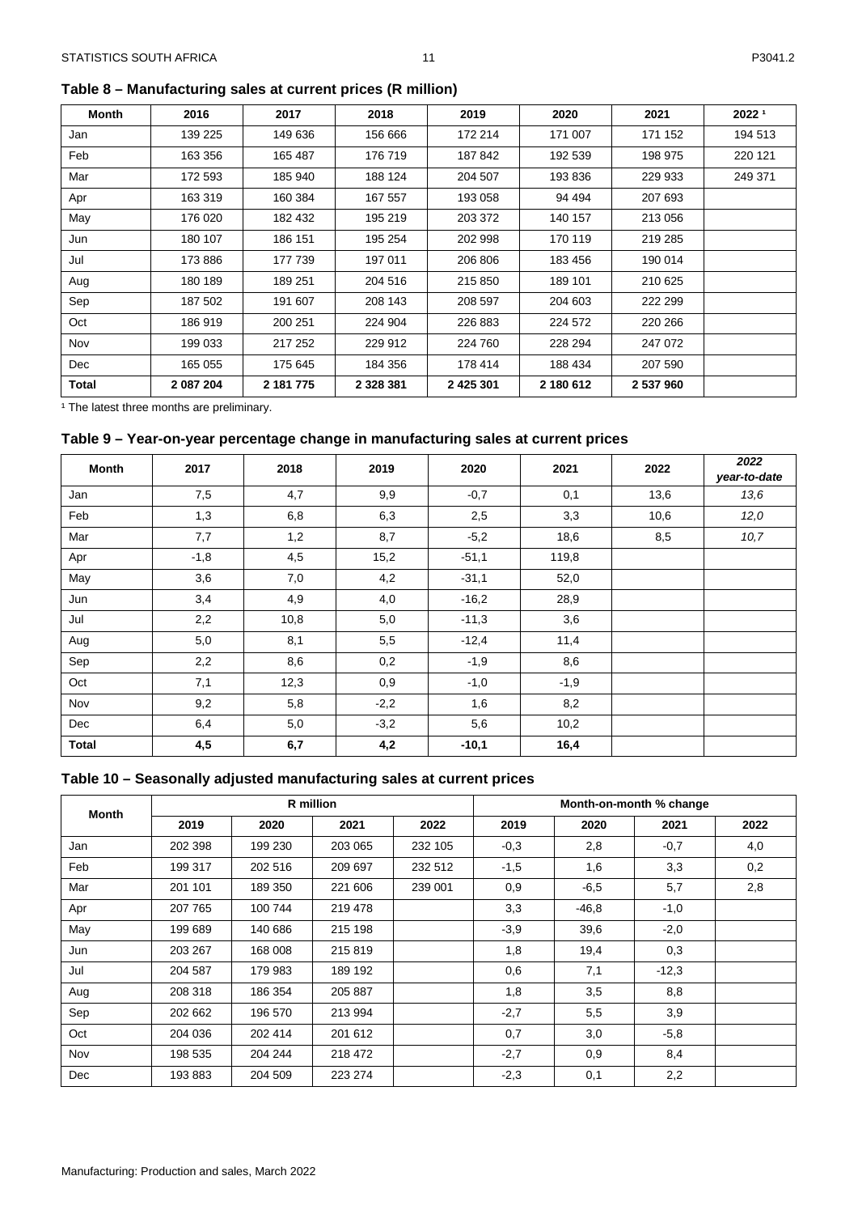### Table 8 – Manufacturing sales at current prices (R million)

| Month | 2016 | 2017 | 2018 | 2019 | 2020 | 2021 | 2022 [1] |
|---|---|---|---|---|---|---|---|
| Jan | 139 225 | 149 636 | 156 666 | 172 214 | 171 007 | 171 152 | 194 513 |
| Feb | 163 356 | 165 487 | 176 719 | 187 842 | 192 539 | 198 975 | 220 121 |
| Mar | 172 593 | 185 940 | 188 124 | 204 507 | 193 836 | 229 933 | 249 371 |
| Apr | 163 319 | 160 384 | 167 557 | 193 058 | 94 494 | 207 693 | |
| May | 176 020 | 182 432 | 195 219 | 203 372 | 140 157 | 213 056 | |
| Jun | 180 107 | 186 151 | 195 254 | 202 998 | 170 119 | 219 285 | |
| Jul | 173 886 | 177 739 | 197 011 | 206 806 | 183 456 | 190 014 | |
| Aug | 180 189 | 189 251 | 204 516 | 215 850 | 189 101 | 210 625 | |
| Sep | 187 502 | 191 607 | 208 143 | 208 597 | 204 603 | 222 299 | |
| Oct | 186 919 | 200 251 | 224 904 | 226 883 | 224 572 | 220 266 | |
| Nov | 199 033 | 217 252 | 229 912 | 224 760 | 228 294 | 247 072 | |
| Dec | 165 055 | 175 645 | 184 356 | 178 414 | 188 434 | 207 590 | |
| **Total** | **2 087 204** | **2 181 775** | **2 328 381** | **2 425 301** | **2 180 612** | **2 537 960** | |

[1] The latest three months are preliminary.

### Table 9 – Year-on-year percentage change in manufacturing sales at current prices

| Month | 2017 | 2018 | 2019 | 2020 | 2021 | 2022 | *2022 year-to-date* |
|---|---|---|---|---|---|---|---|
| Jan | 7,5 | 4,7 | 9,9 | -0,7 | 0,1 | 13,6 | *13,6* |
| Feb | 1,3 | 6,8 | 6,3 | 2,5 | 3,3 | 10,6 | *12,0* |
| Mar | 7,7 | 1,2 | 8,7 | -5,2 | 18,6 | 8,5 | *10,7* |
| Apr | -1,8 | 4,5 | 15,2 | -51,1 | 119,8 | | |
| May | 3,6 | 7,0 | 4,2 | -31,1 | 52,0 | | |
| Jun | 3,4 | 4,9 | 4,0 | -16,2 | 28,9 | | |
| Jul | 2,2 | 10,8 | 5,0 | -11,3 | 3,6 | | |
| Aug | 5,0 | 8,1 | 5,5 | -12,4 | 11,4 | | |
| Sep | 2,2 | 8,6 | 0,2 | -1,9 | 8,6 | | |
| Oct | 7,1 | 12,3 | 0,9 | -1,0 | -1,9 | | |
| Nov | 9,2 | 5,8 | -2,2 | 1,6 | 8,2 | | |
| Dec | 6,4 | 5,0 | -3,2 | 5,6 | 10,2 | | |
| **Total** | **4,5** | **6,7** | **4,2** | **-10,1** | **16,4** | | |

### Table 10 – Seasonally adjusted manufacturing sales at current prices

| Month | R million | | | | Month-on-month % change | | | |
|---|---|---|---|---|---|---|---|---|
| | 2019 | 2020 | 2021 | 2022 | 2019 | 2020 | 2021 | 2022 |
| Jan | 202 398 | 199 230 | 203 065 | 232 105 | -0,3 | 2,8 | -0,7 | 4,0 |
| Feb | 199 317 | 202 516 | 209 697 | 232 512 | -1,5 | 1,6 | 3,3 | 0,2 |
| Mar | 201 101 | 189 350 | 221 606 | 239 001 | 0,9 | -6,5 | 5,7 | 2,8 |
| Apr | 207 765 | 100 744 | 219 478 | | 3,3 | -46,8 | -1,0 | |
| May | 199 689 | 140 686 | 215 198 | | -3,9 | 39,6 | -2,0 | |
| Jun | 203 267 | 168 008 | 215 819 | | 1,8 | 19,4 | 0,3 | |
| Jul | 204 587 | 179 983 | 189 192 | | 0,6 | 7,1 | -12,3 | |
| Aug | 208 318 | 186 354 | 205 887 | | 1,8 | 3,5 | 8,8 | |
| Sep | 202 662 | 196 570 | 213 994 | | -2,7 | 5,5 | 3,9 | |
| Oct | 204 036 | 202 414 | 201 612 | | 0,7 | 3,0 | -5,8 | |
| Nov | 198 535 | 204 244 | 218 472 | | -2,7 | 0,9 | 8,4 | |
| Dec | 193 883 | 204 509 | 223 274 | | -2,3 | 0,1 | 2,2 | |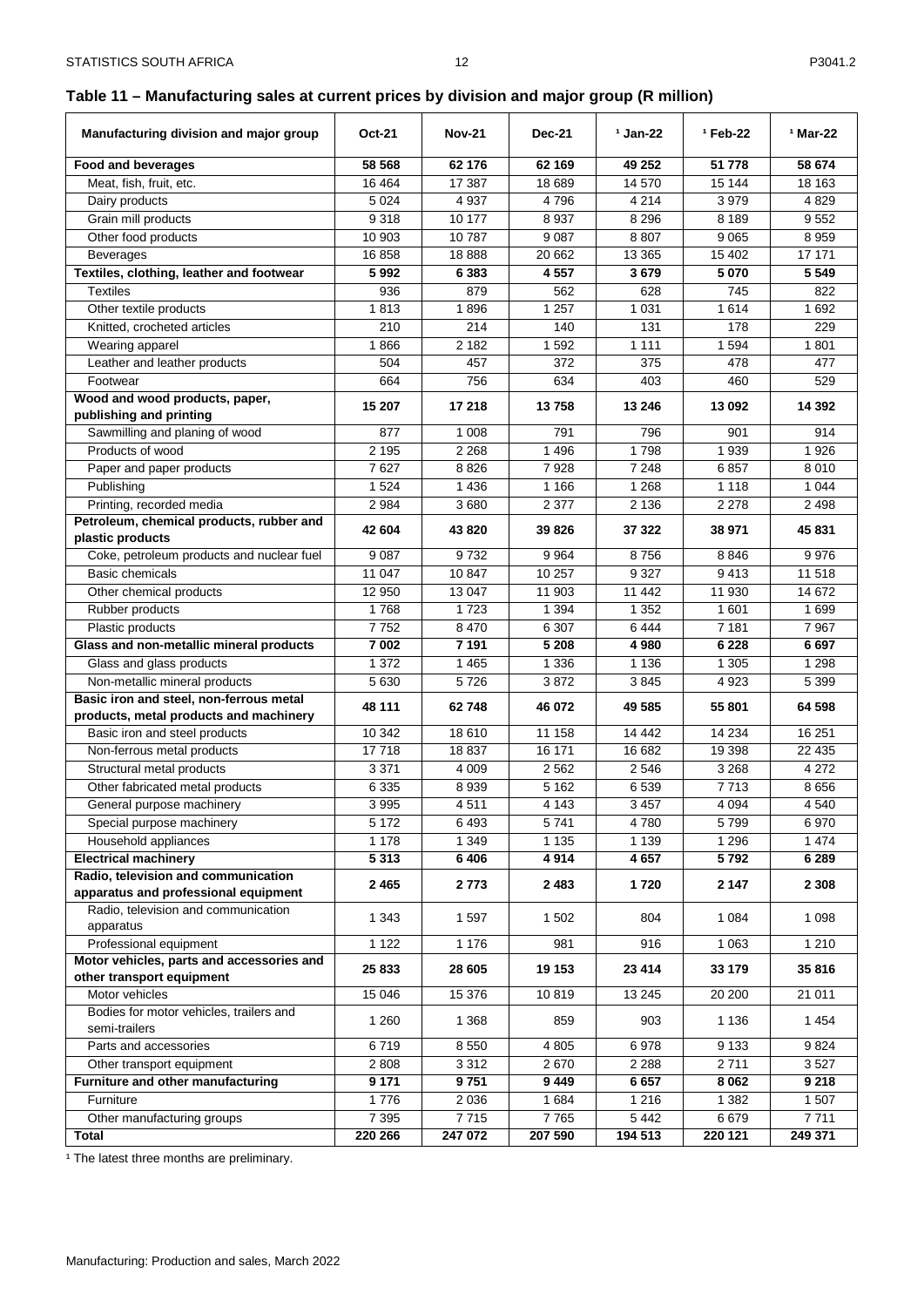## Table 11 – Manufacturing sales at current prices by division and major group (R million)

| Manufacturing division and major group | Oct-21 | Nov-21 | Dec-21 | [1] Jan-22 | [1] Feb-22 | [1] Mar-22 |
|---|---|---|---|---|---|---|
| **Food and beverages** | **58 568** | **62 176** | **62 169** | **49 252** | **51 778** | **58 674** |
| Meat, fish, fruit, etc. | 16 464 | 17 387 | 18 689 | 14 570 | 15 144 | 18 163 |
| Dairy products | 5 024 | 4 937 | 4 796 | 4 214 | 3 979 | 4 829 |
| Grain mill products | 9 318 | 10 177 | 8 937 | 8 296 | 8 189 | 9 552 |
| Other food products | 10 903 | 10 787 | 9 087 | 8 807 | 9 065 | 8 959 |
| Beverages | 16 858 | 18 888 | 20 662 | 13 365 | 15 402 | 17 171 |
| **Textiles, clothing, leather and footwear** | **5 992** | **6 383** | **4 557** | **3 679** | **5 070** | **5 549** |
| Textiles | 936 | 879 | 562 | 628 | 745 | 822 |
| Other textile products | 1 813 | 1 896 | 1 257 | 1 031 | 1 614 | 1 692 |
| Knitted, crocheted articles | 210 | 214 | 140 | 131 | 178 | 229 |
| Wearing apparel | 1 866 | 2 182 | 1 592 | 1 111 | 1 594 | 1 801 |
| Leather and leather products | 504 | 457 | 372 | 375 | 478 | 477 |
| Footwear | 664 | 756 | 634 | 403 | 460 | 529 |
| **Wood and wood products, paper, publishing and printing** | **15 207** | **17 218** | **13 758** | **13 246** | **13 092** | **14 392** |
| Sawmilling and planing of wood | 877 | 1 008 | 791 | 796 | 901 | 914 |
| Products of wood | 2 195 | 2 268 | 1 496 | 1 798 | 1 939 | 1 926 |
| Paper and paper products | 7 627 | 8 826 | 7 928 | 7 248 | 6 857 | 8 010 |
| Publishing | 1 524 | 1 436 | 1 166 | 1 268 | 1 118 | 1 044 |
| Printing, recorded media | 2 984 | 3 680 | 2 377 | 2 136 | 2 278 | 2 498 |
| **Petroleum, chemical products, rubber and plastic products** | **42 604** | **43 820** | **39 826** | **37 322** | **38 971** | **45 831** |
| Coke, petroleum products and nuclear fuel | 9 087 | 9 732 | 9 964 | 8 756 | 8 846 | 9 976 |
| Basic chemicals | 11 047 | 10 847 | 10 257 | 9 327 | 9 413 | 11 518 |
| Other chemical products | 12 950 | 13 047 | 11 903 | 11 442 | 11 930 | 14 672 |
| Rubber products | 1 768 | 1 723 | 1 394 | 1 352 | 1 601 | 1 699 |
| Plastic products | 7 752 | 8 470 | 6 307 | 6 444 | 7 181 | 7 967 |
| **Glass and non-metallic mineral products** | **7 002** | **7 191** | **5 208** | **4 980** | **6 228** | **6 697** |
| Glass and glass products | 1 372 | 1 465 | 1 336 | 1 136 | 1 305 | 1 298 |
| Non-metallic mineral products | 5 630 | 5 726 | 3 872 | 3 845 | 4 923 | 5 399 |
| **Basic iron and steel, non-ferrous metal products, metal products and machinery** | **48 111** | **62 748** | **46 072** | **49 585** | **55 801** | **64 598** |
| Basic iron and steel products | 10 342 | 18 610 | 11 158 | 14 442 | 14 234 | 16 251 |
| Non-ferrous metal products | 17 718 | 18 837 | 16 171 | 16 682 | 19 398 | 22 435 |
| Structural metal products | 3 371 | 4 009 | 2 562 | 2 546 | 3 268 | 4 272 |
| Other fabricated metal products | 6 335 | 8 939 | 5 162 | 6 539 | 7 713 | 8 656 |
| General purpose machinery | 3 995 | 4 511 | 4 143 | 3 457 | 4 094 | 4 540 |
| Special purpose machinery | 5 172 | 6 493 | 5 741 | 4 780 | 5 799 | 6 970 |
| Household appliances | 1 178 | 1 349 | 1 135 | 1 139 | 1 296 | 1 474 |
| **Electrical machinery** | **5 313** | **6 406** | **4 914** | **4 657** | **5 792** | **6 289** |
| **Radio, television and communication apparatus and professional equipment** | **2 465** | **2 773** | **2 483** | **1 720** | **2 147** | **2 308** |
| Radio, television and communication apparatus | 1 343 | 1 597 | 1 502 | 804 | 1 084 | 1 098 |
| Professional equipment | 1 122 | 1 176 | 981 | 916 | 1 063 | 1 210 |
| **Motor vehicles, parts and accessories and other transport equipment** | **25 833** | **28 605** | **19 153** | **23 414** | **33 179** | **35 816** |
| Motor vehicles | 15 046 | 15 376 | 10 819 | 13 245 | 20 200 | 21 011 |
| Bodies for motor vehicles, trailers and semi-trailers | 1 260 | 1 368 | 859 | 903 | 1 136 | 1 454 |
| Parts and accessories | 6 719 | 8 550 | 4 805 | 6 978 | 9 133 | 9 824 |
| Other transport equipment | 2 808 | 3 312 | 2 670 | 2 288 | 2 711 | 3 527 |
| **Furniture and other manufacturing** | **9 171** | **9 751** | **9 449** | **6 657** | **8 062** | **9 218** |
| Furniture | 1 776 | 2 036 | 1 684 | 1 216 | 1 382 | 1 507 |
| Other manufacturing groups | 7 395 | 7 715 | 7 765 | 5 442 | 6 679 | 7 711 |
| **Total** | **220 266** | **247 072** | **207 590** | **194 513** | **220 121** | **249 371** |

[1] The latest three months are preliminary.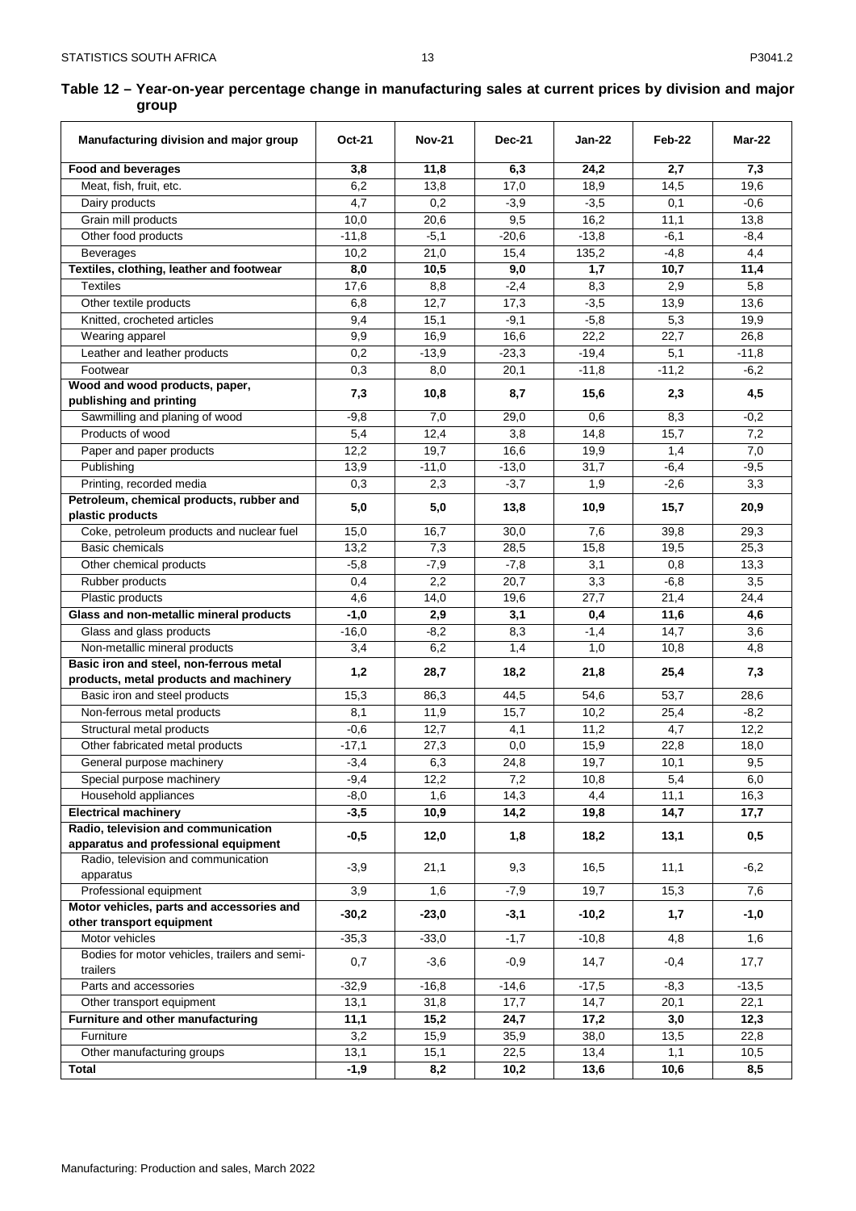## Table 12 – Year-on-year percentage change in manufacturing sales at current prices by division and major group

| Manufacturing division and major group | Oct-21 | Nov-21 | Dec-21 | Jan-22 | Feb-22 | Mar-22 |
|---|---|---|---|---|---|---|
| **Food and beverages** | **3,8** | **11,8** | **6,3** | **24,2** | **2,7** | **7,3** |
| Meat, fish, fruit, etc. | 6,2 | 13,8 | 17,0 | 18,9 | 14,5 | 19,6 |
| Dairy products | 4,7 | 0,2 | -3,9 | -3,5 | 0,1 | -0,6 |
| Grain mill products | 10,0 | 20,6 | 9,5 | 16,2 | 11,1 | 13,8 |
| Other food products | -11,8 | -5,1 | -20,6 | -13,8 | -6,1 | -8,4 |
| Beverages | 10,2 | 21,0 | 15,4 | 135,2 | -4,8 | 4,4 |
| **Textiles, clothing, leather and footwear** | **8,0** | **10,5** | **9,0** | **1,7** | **10,7** | **11,4** |
| Textiles | 17,6 | 8,8 | -2,4 | 8,3 | 2,9 | 5,8 |
| Other textile products | 6,8 | 12,7 | 17,3 | -3,5 | 13,9 | 13,6 |
| Knitted, crocheted articles | 9,4 | 15,1 | -9,1 | -5,8 | 5,3 | 19,9 |
| Wearing apparel | 9,9 | 16,9 | 16,6 | 22,2 | 22,7 | 26,8 |
| Leather and leather products | 0,2 | -13,9 | -23,3 | -19,4 | 5,1 | -11,8 |
| Footwear | 0,3 | 8,0 | 20,1 | -11,8 | -11,2 | -6,2 |
| **Wood and wood products, paper, publishing and printing** | **7,3** | **10,8** | **8,7** | **15,6** | **2,3** | **4,5** |
| Sawmilling and planing of wood | -9,8 | 7,0 | 29,0 | 0,6 | 8,3 | -0,2 |
| Products of wood | 5,4 | 12,4 | 3,8 | 14,8 | 15,7 | 7,2 |
| Paper and paper products | 12,2 | 19,7 | 16,6 | 19,9 | 1,4 | 7,0 |
| Publishing | 13,9 | -11,0 | -13,0 | 31,7 | -6,4 | -9,5 |
| Printing, recorded media | 0,3 | 2,3 | -3,7 | 1,9 | -2,6 | 3,3 |
| **Petroleum, chemical products, rubber and plastic products** | **5,0** | **5,0** | **13,8** | **10,9** | **15,7** | **20,9** |
| Coke, petroleum products and nuclear fuel | 15,0 | 16,7 | 30,0 | 7,6 | 39,8 | 29,3 |
| Basic chemicals | 13,2 | 7,3 | 28,5 | 15,8 | 19,5 | 25,3 |
| Other chemical products | -5,8 | -7,9 | -7,8 | 3,1 | 0,8 | 13,3 |
| Rubber products | 0,4 | 2,2 | 20,7 | 3,3 | -6,8 | 3,5 |
| Plastic products | 4,6 | 14,0 | 19,6 | 27,7 | 21,4 | 24,4 |
| **Glass and non-metallic mineral products** | **-1,0** | **2,9** | **3,1** | **0,4** | **11,6** | **4,6** |
| Glass and glass products | -16,0 | -8,2 | 8,3 | -1,4 | 14,7 | 3,6 |
| Non-metallic mineral products | 3,4 | 6,2 | 1,4 | 1,0 | 10,8 | 4,8 |
| **Basic iron and steel, non-ferrous metal products, metal products and machinery** | **1,2** | **28,7** | **18,2** | **21,8** | **25,4** | **7,3** |
| Basic iron and steel products | 15,3 | 86,3 | 44,5 | 54,6 | 53,7 | 28,6 |
| Non-ferrous metal products | 8,1 | 11,9 | 15,7 | 10,2 | 25,4 | -8,2 |
| Structural metal products | -0,6 | 12,7 | 4,1 | 11,2 | 4,7 | 12,2 |
| Other fabricated metal products | -17,1 | 27,3 | 0,0 | 15,9 | 22,8 | 18,0 |
| General purpose machinery | -3,4 | 6,3 | 24,8 | 19,7 | 10,1 | 9,5 |
| Special purpose machinery | -9,4 | 12,2 | 7,2 | 10,8 | 5,4 | 6,0 |
| Household appliances | -8,0 | 1,6 | 14,3 | 4,4 | 11,1 | 16,3 |
| **Electrical machinery** | **-3,5** | **10,9** | **14,2** | **19,8** | **14,7** | **17,7** |
| **Radio, television and communication apparatus and professional equipment** | **-0,5** | **12,0** | **1,8** | **18,2** | **13,1** | **0,5** |
| Radio, television and communication apparatus | -3,9 | 21,1 | 9,3 | 16,5 | 11,1 | -6,2 |
| Professional equipment | 3,9 | 1,6 | -7,9 | 19,7 | 15,3 | 7,6 |
| **Motor vehicles, parts and accessories and other transport equipment** | **-30,2** | **-23,0** | **-3,1** | **-10,2** | **1,7** | **-1,0** |
| Motor vehicles | -35,3 | -33,0 | -1,7 | -10,8 | 4,8 | 1,6 |
| Bodies for motor vehicles, trailers and semi-trailers | 0,7 | -3,6 | -0,9 | 14,7 | -0,4 | 17,7 |
| Parts and accessories | -32,9 | -16,8 | -14,6 | -17,5 | -8,3 | -13,5 |
| Other transport equipment | 13,1 | 31,8 | 17,7 | 14,7 | 20,1 | 22,1 |
| **Furniture and other manufacturing** | **11,1** | **15,2** | **24,7** | **17,2** | **3,0** | **12,3** |
| Furniture | 3,2 | 15,9 | 35,9 | 38,0 | 13,5 | 22,8 |
| Other manufacturing groups | 13,1 | 15,1 | 22,5 | 13,4 | 1,1 | 10,5 |
| **Total** | **-1,9** | **8,2** | **10,2** | **13,6** | **10,6** | **8,5** |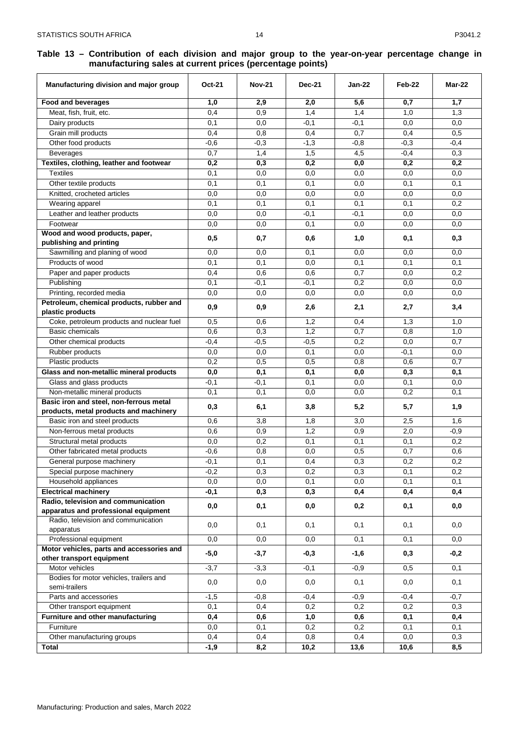## Table 13 – Contribution of each division and major group to the year-on-year percentage change in manufacturing sales at current prices (percentage points)

| Manufacturing division and major group | Oct-21 | Nov-21 | Dec-21 | Jan-22 | Feb-22 | Mar-22 |
|---|---|---|---|---|---|---|
| **Food and beverages** | **1,0** | **2,9** | **2,0** | **5,6** | **0,7** | **1,7** |
| Meat, fish, fruit, etc. | 0,4 | 0,9 | 1,4 | 1,4 | 1,0 | 1,3 |
| Dairy products | 0,1 | 0,0 | -0,1 | -0,1 | 0,0 | 0,0 |
| Grain mill products | 0,4 | 0,8 | 0,4 | 0,7 | 0,4 | 0,5 |
| Other food products | -0,6 | -0,3 | -1,3 | -0,8 | -0,3 | -0,4 |
| Beverages | 0,7 | 1,4 | 1,5 | 4,5 | -0,4 | 0,3 |
| **Textiles, clothing, leather and footwear** | **0,2** | **0,3** | **0,2** | **0,0** | **0,2** | **0,2** |
| Textiles | 0,1 | 0,0 | 0,0 | 0,0 | 0,0 | 0,0 |
| Other textile products | 0,1 | 0,1 | 0,1 | 0,0 | 0,1 | 0,1 |
| Knitted, crocheted articles | 0,0 | 0,0 | 0,0 | 0,0 | 0,0 | 0,0 |
| Wearing apparel | 0,1 | 0,1 | 0,1 | 0,1 | 0,1 | 0,2 |
| Leather and leather products | 0,0 | 0,0 | -0,1 | -0,1 | 0,0 | 0,0 |
| Footwear | 0,0 | 0,0 | 0,1 | 0,0 | 0,0 | 0,0 |
| **Wood and wood products, paper, publishing and printing** | **0,5** | **0,7** | **0,6** | **1,0** | **0,1** | **0,3** |
| Sawmilling and planing of wood | 0,0 | 0,0 | 0,1 | 0,0 | 0,0 | 0,0 |
| Products of wood | 0,1 | 0,1 | 0,0 | 0,1 | 0,1 | 0,1 |
| Paper and paper products | 0,4 | 0,6 | 0,6 | 0,7 | 0,0 | 0,2 |
| Publishing | 0,1 | -0,1 | -0,1 | 0,2 | 0,0 | 0,0 |
| Printing, recorded media | 0,0 | 0,0 | 0,0 | 0,0 | 0,0 | 0,0 |
| **Petroleum, chemical products, rubber and plastic products** | **0,9** | **0,9** | **2,6** | **2,1** | **2,7** | **3,4** |
| Coke, petroleum products and nuclear fuel | 0,5 | 0,6 | 1,2 | 0,4 | 1,3 | 1,0 |
| Basic chemicals | 0,6 | 0,3 | 1,2 | 0,7 | 0,8 | 1,0 |
| Other chemical products | -0,4 | -0,5 | -0,5 | 0,2 | 0,0 | 0,7 |
| Rubber products | 0,0 | 0,0 | 0,1 | 0,0 | -0,1 | 0,0 |
| Plastic products | 0,2 | 0,5 | 0,5 | 0,8 | 0,6 | 0,7 |
| **Glass and non-metallic mineral products** | **0,0** | **0,1** | **0,1** | **0,0** | **0,3** | **0,1** |
| Glass and glass products | -0,1 | -0,1 | 0,1 | 0,0 | 0,1 | 0,0 |
| Non-metallic mineral products | 0,1 | 0,1 | 0,0 | 0,0 | 0,2 | 0,1 |
| **Basic iron and steel, non-ferrous metal products, metal products and machinery** | **0,3** | **6,1** | **3,8** | **5,2** | **5,7** | **1,9** |
| Basic iron and steel products | 0,6 | 3,8 | 1,8 | 3,0 | 2,5 | 1,6 |
| Non-ferrous metal products | 0,6 | 0,9 | 1,2 | 0,9 | 2,0 | -0,9 |
| Structural metal products | 0,0 | 0,2 | 0,1 | 0,1 | 0,1 | 0,2 |
| Other fabricated metal products | -0,6 | 0,8 | 0,0 | 0,5 | 0,7 | 0,6 |
| General purpose machinery | -0,1 | 0,1 | 0,4 | 0,3 | 0,2 | 0,2 |
| Special purpose machinery | -0,2 | 0,3 | 0,2 | 0,3 | 0,1 | 0,2 |
| Household appliances | 0,0 | 0,0 | 0,1 | 0,0 | 0,1 | 0,1 |
| **Electrical machinery** | **-0,1** | **0,3** | **0,3** | **0,4** | **0,4** | **0,4** |
| **Radio, television and communication apparatus and professional equipment** | **0,0** | **0,1** | **0,0** | **0,2** | **0,1** | **0,0** |
| Radio, television and communication apparatus | 0,0 | 0,1 | 0,1 | 0,1 | 0,1 | 0,0 |
| Professional equipment | 0,0 | 0,0 | 0,0 | 0,1 | 0,1 | 0,0 |
| **Motor vehicles, parts and accessories and other transport equipment** | **-5,0** | **-3,7** | **-0,3** | **-1,6** | **0,3** | **-0,2** |
| Motor vehicles | -3,7 | -3,3 | -0,1 | -0,9 | 0,5 | 0,1 |
| Bodies for motor vehicles, trailers and semi-trailers | 0,0 | 0,0 | 0,0 | 0,1 | 0,0 | 0,1 |
| Parts and accessories | -1,5 | -0,8 | -0,4 | -0,9 | -0,4 | -0,7 |
| Other transport equipment | 0,1 | 0,4 | 0,2 | 0,2 | 0,2 | 0,3 |
| **Furniture and other manufacturing** | **0,4** | **0,6** | **1,0** | **0,6** | **0,1** | **0,4** |
| Furniture | 0,0 | 0,1 | 0,2 | 0,2 | 0,1 | 0,1 |
| Other manufacturing groups | 0,4 | 0,4 | 0,8 | 0,4 | 0,0 | 0,3 |
| **Total** | **-1,9** | **8,2** | **10,2** | **13,6** | **10,6** | **8,5** |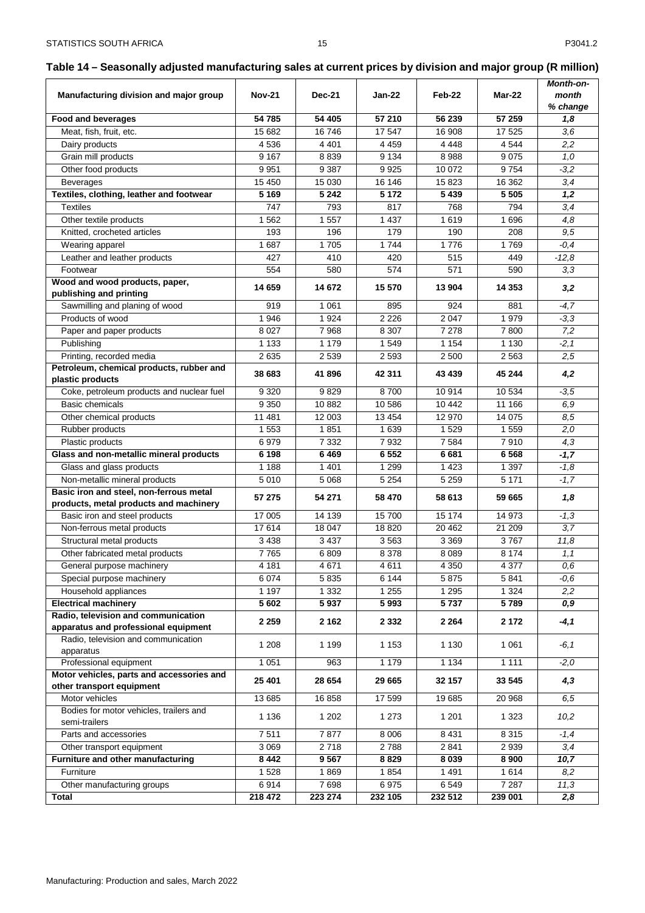## Table 14 – Seasonally adjusted manufacturing sales at current prices by division and major group (R million)

| Manufacturing division and major group | Nov-21 | Dec-21 | Jan-22 | Feb-22 | Mar-22 | *Month-on-month % change* |
|---|---|---|---|---|---|---|
| **Food and beverages** | **54 785** | **54 405** | **57 210** | **56 239** | **57 259** | ***1,8*** |
| Meat, fish, fruit, etc. | 15 682 | 16 746 | 17 547 | 16 908 | 17 525 | *3,6* |
| Dairy products | 4 536 | 4 401 | 4 459 | 4 448 | 4 544 | *2,2* |
| Grain mill products | 9 167 | 8 839 | 9 134 | 8 988 | 9 075 | *1,0* |
| Other food products | 9 951 | 9 387 | 9 925 | 10 072 | 9 754 | *-3,2* |
| Beverages | 15 450 | 15 030 | 16 146 | 15 823 | 16 362 | *3,4* |
| **Textiles, clothing, leather and footwear** | **5 169** | **5 242** | **5 172** | **5 439** | **5 505** | ***1,2*** |
| Textiles | 747 | 793 | 817 | 768 | 794 | *3,4* |
| Other textile products | 1 562 | 1 557 | 1 437 | 1 619 | 1 696 | *4,8* |
| Knitted, crocheted articles | 193 | 196 | 179 | 190 | 208 | *9,5* |
| Wearing apparel | 1 687 | 1 705 | 1 744 | 1 776 | 1 769 | *-0,4* |
| Leather and leather products | 427 | 410 | 420 | 515 | 449 | *-12,8* |
| Footwear | 554 | 580 | 574 | 571 | 590 | *3,3* |
| **Wood and wood products, paper, publishing and printing** | **14 659** | **14 672** | **15 570** | **13 904** | **14 353** | ***3,2*** |
| Sawmilling and planing of wood | 919 | 1 061 | 895 | 924 | 881 | *-4,7* |
| Products of wood | 1 946 | 1 924 | 2 226 | 2 047 | 1 979 | *-3,3* |
| Paper and paper products | 8 027 | 7 968 | 8 307 | 7 278 | 7 800 | *7,2* |
| Publishing | 1 133 | 1 179 | 1 549 | 1 154 | 1 130 | *-2,1* |
| Printing, recorded media | 2 635 | 2 539 | 2 593 | 2 500 | 2 563 | *2,5* |
| **Petroleum, chemical products, rubber and plastic products** | **38 683** | **41 896** | **42 311** | **43 439** | **45 244** | ***4,2*** |
| Coke, petroleum products and nuclear fuel | 9 320 | 9 829 | 8 700 | 10 914 | 10 534 | *-3,5* |
| Basic chemicals | 9 350 | 10 882 | 10 586 | 10 442 | 11 166 | *6,9* |
| Other chemical products | 11 481 | 12 003 | 13 454 | 12 970 | 14 075 | *8,5* |
| Rubber products | 1 553 | 1 851 | 1 639 | 1 529 | 1 559 | *2,0* |
| Plastic products | 6 979 | 7 332 | 7 932 | 7 584 | 7 910 | *4,3* |
| **Glass and non-metallic mineral products** | **6 198** | **6 469** | **6 552** | **6 681** | **6 568** | ***-1,7*** |
| Glass and glass products | 1 188 | 1 401 | 1 299 | 1 423 | 1 397 | *-1,8* |
| Non-metallic mineral products | 5 010 | 5 068 | 5 254 | 5 259 | 5 171 | *-1,7* |
| **Basic iron and steel, non-ferrous metal products, metal products and machinery** | **57 275** | **54 271** | **58 470** | **58 613** | **59 665** | ***1,8*** |
| Basic iron and steel products | 17 005 | 14 139 | 15 700 | 15 174 | 14 973 | *-1,3* |
| Non-ferrous metal products | 17 614 | 18 047 | 18 820 | 20 462 | 21 209 | *3,7* |
| Structural metal products | 3 438 | 3 437 | 3 563 | 3 369 | 3 767 | *11,8* |
| Other fabricated metal products | 7 765 | 6 809 | 8 378 | 8 089 | 8 174 | *1,1* |
| General purpose machinery | 4 181 | 4 671 | 4 611 | 4 350 | 4 377 | *0,6* |
| Special purpose machinery | 6 074 | 5 835 | 6 144 | 5 875 | 5 841 | *-0,6* |
| Household appliances | 1 197 | 1 332 | 1 255 | 1 295 | 1 324 | *2,2* |
| **Electrical machinery** | **5 602** | **5 937** | **5 993** | **5 737** | **5 789** | ***0,9*** |
| **Radio, television and communication apparatus and professional equipment** | **2 259** | **2 162** | **2 332** | **2 264** | **2 172** | ***-4,1*** |
| Radio, television and communication apparatus | 1 208 | 1 199 | 1 153 | 1 130 | 1 061 | *-6,1* |
| Professional equipment | 1 051 | 963 | 1 179 | 1 134 | 1 111 | *-2,0* |
| **Motor vehicles, parts and accessories and other transport equipment** | **25 401** | **28 654** | **29 665** | **32 157** | **33 545** | ***4,3*** |
| Motor vehicles | 13 685 | 16 858 | 17 599 | 19 685 | 20 968 | *6,5* |
| Bodies for motor vehicles, trailers and semi-trailers | 1 136 | 1 202 | 1 273 | 1 201 | 1 323 | *10,2* |
| Parts and accessories | 7 511 | 7 877 | 8 006 | 8 431 | 8 315 | *-1,4* |
| Other transport equipment | 3 069 | 2 718 | 2 788 | 2 841 | 2 939 | *3,4* |
| **Furniture and other manufacturing** | **8 442** | **9 567** | **8 829** | **8 039** | **8 900** | ***10,7*** |
| Furniture | 1 528 | 1 869 | 1 854 | 1 491 | 1 614 | *8,2* |
| Other manufacturing groups | 6 914 | 7 698 | 6 975 | 6 549 | 7 287 | *11,3* |
| **Total** | **218 472** | **223 274** | **232 105** | **232 512** | **239 001** | ***2,8*** |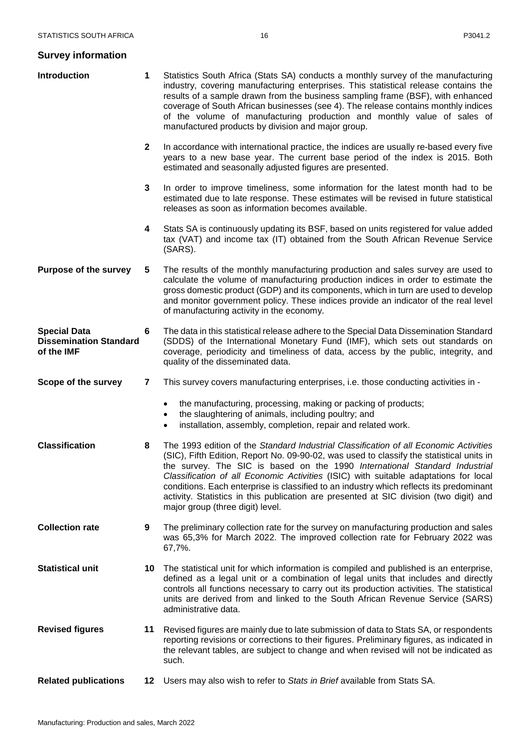## Survey information

**Introduction**

**1** Statistics South Africa (Stats SA) conducts a monthly survey of the manufacturing industry, covering manufacturing enterprises. This statistical release contains the results of a sample drawn from the business sampling frame (BSF), with enhanced coverage of South African businesses (see 4). The release contains monthly indices of the volume of manufacturing production and monthly value of sales of manufactured products by division and major group.

**2** In accordance with international practice, the indices are usually re-based every five years to a new base year. The current base period of the index is 2015. Both estimated and seasonally adjusted figures are presented.

**3** In order to improve timeliness, some information for the latest month had to be estimated due to late response. These estimates will be revised in future statistical releases as soon as information becomes available.

**4** Stats SA is continuously updating its BSF, based on units registered for value added tax (VAT) and income tax (IT) obtained from the South African Revenue Service (SARS).

**Purpose of the survey**

**5** The results of the monthly manufacturing production and sales survey are used to calculate the volume of manufacturing production indices in order to estimate the gross domestic product (GDP) and its components, which in turn are used to develop and monitor government policy. These indices provide an indicator of the real level of manufacturing activity in the economy.

**Special Data Dissemination Standard of the IMF**

**6** The data in this statistical release adhere to the Special Data Dissemination Standard (SDDS) of the International Monetary Fund (IMF), which sets out standards on coverage, periodicity and timeliness of data, access by the public, integrity, and quality of the disseminated data.

**Scope of the survey**

**7** This survey covers manufacturing enterprises, i.e. those conducting activities in -

- the manufacturing, processing, making or packing of products;
- the slaughtering of animals, including poultry; and
- installation, assembly, completion, repair and related work.

**Classification**

**8** The 1993 edition of the *Standard Industrial Classification of all Economic Activities* (SIC), Fifth Edition, Report No. 09-90-02, was used to classify the statistical units in the survey. The SIC is based on the 1990 *International Standard Industrial Classification of all Economic Activities* (ISIC) with suitable adaptations for local conditions. Each enterprise is classified to an industry which reflects its predominant activity. Statistics in this publication are presented at SIC division (two digit) and major group (three digit) level.

**Collection rate**

**9** The preliminary collection rate for the survey on manufacturing production and sales was 65,3% for March 2022. The improved collection rate for February 2022 was 67,7%.

**Statistical unit**

**10** The statistical unit for which information is compiled and published is an enterprise, defined as a legal unit or a combination of legal units that includes and directly controls all functions necessary to carry out its production activities. The statistical units are derived from and linked to the South African Revenue Service (SARS) administrative data.

**Revised figures**

**11** Revised figures are mainly due to late submission of data to Stats SA, or respondents reporting revisions or corrections to their figures. Preliminary figures, as indicated in the relevant tables, are subject to change and when revised will not be indicated as such.

**Related publications**

**12** Users may also wish to refer to *Stats in Brief* available from Stats SA.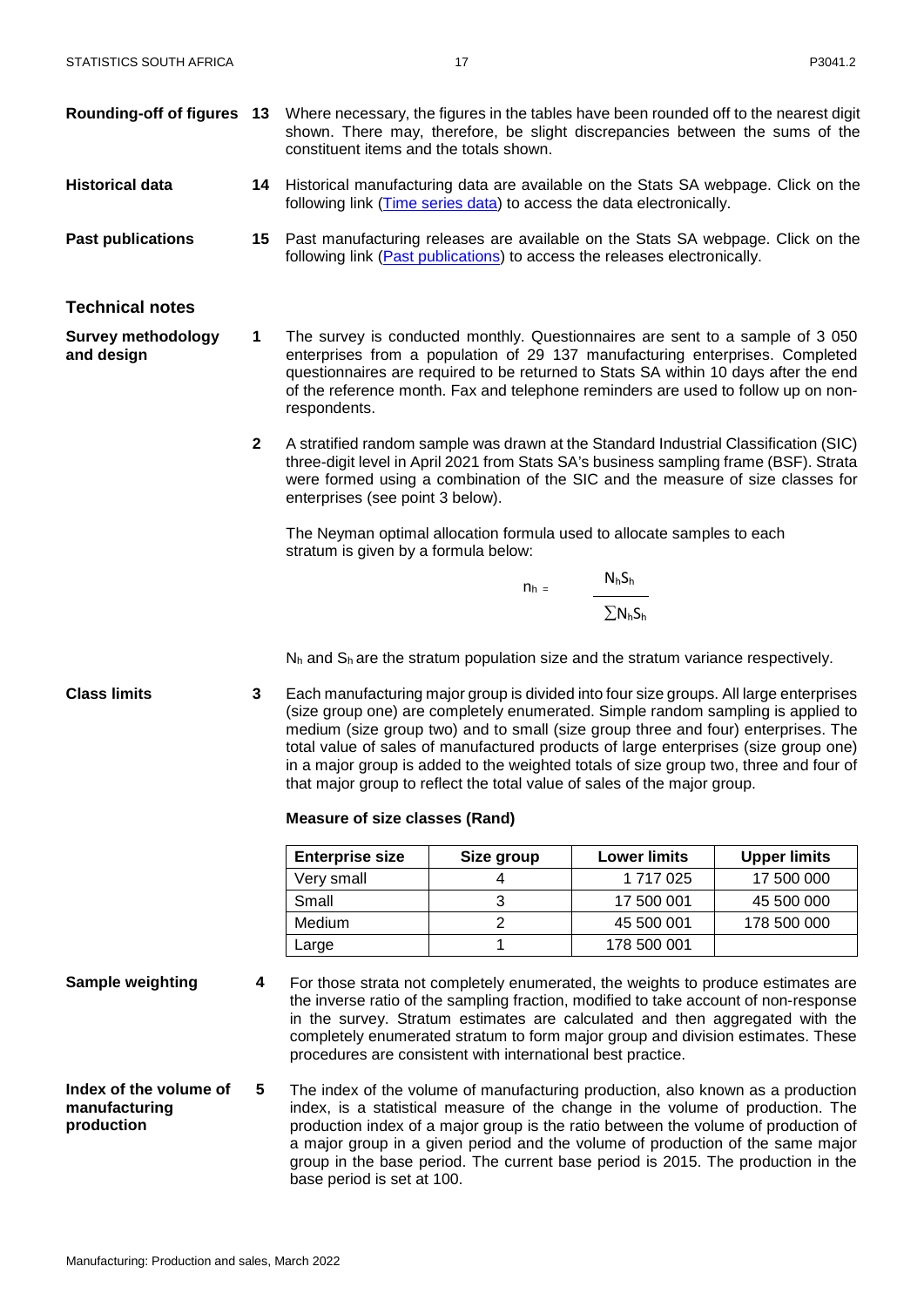**Rounding-off of figures** **13** Where necessary, the figures in the tables have been rounded off to the nearest digit shown. There may, therefore, be slight discrepancies between the sums of the constituent items and the totals shown.

**Historical data** **14** Historical manufacturing data are available on the Stats SA webpage. Click on the following link (Time series data) to access the data electronically.

**Past publications** **15** Past manufacturing releases are available on the Stats SA webpage. Click on the following link (Past publications) to access the releases electronically.

## Technical notes

**Survey methodology and design**

**1** The survey is conducted monthly. Questionnaires are sent to a sample of 3 050 enterprises from a population of 29 137 manufacturing enterprises. Completed questionnaires are required to be returned to Stats SA within 10 days after the end of the reference month. Fax and telephone reminders are used to follow up on non-respondents.

**2** A stratified random sample was drawn at the Standard Industrial Classification (SIC) three-digit level in April 2021 from Stats SA's business sampling frame (BSF). Strata were formed using a combination of the SIC and the measure of size classes for enterprises (see point 3 below).

The Neyman optimal allocation formula used to allocate samples to each stratum is given by a formula below:

$$n_h = \frac{N_h S_h}{\sum N_h S_h}$$

$N_h$ and $S_h$ are the stratum population size and the stratum variance respectively.

**Class limits**

**3** Each manufacturing major group is divided into four size groups. All large enterprises (size group one) are completely enumerated. Simple random sampling is applied to medium (size group two) and to small (size group three and four) enterprises. The total value of sales of manufactured products of large enterprises (size group one) in a major group is added to the weighted totals of size group two, three and four of that major group to reflect the total value of sales of the major group.

**Measure of size classes (Rand)**

| Enterprise size | Size group | Lower limits | Upper limits |
|---|---|---|---|
| Very small | 4 | 1 717 025 | 17 500 000 |
| Small | 3 | 17 500 001 | 45 500 000 |
| Medium | 2 | 45 500 001 | 178 500 000 |
| Large | 1 | 178 500 001 | |

**Sample weighting**

**4** For those strata not completely enumerated, the weights to produce estimates are the inverse ratio of the sampling fraction, modified to take account of non-response in the survey. Stratum estimates are calculated and then aggregated with the completely enumerated stratum to form major group and division estimates. These procedures are consistent with international best practice.

**Index of the volume of manufacturing production**

**5** The index of the volume of manufacturing production, also known as a production index, is a statistical measure of the change in the volume of production. The production index of a major group is the ratio between the volume of production of a major group in a given period and the volume of production of the same major group in the base period. The current base period is 2015. The production in the base period is set at 100.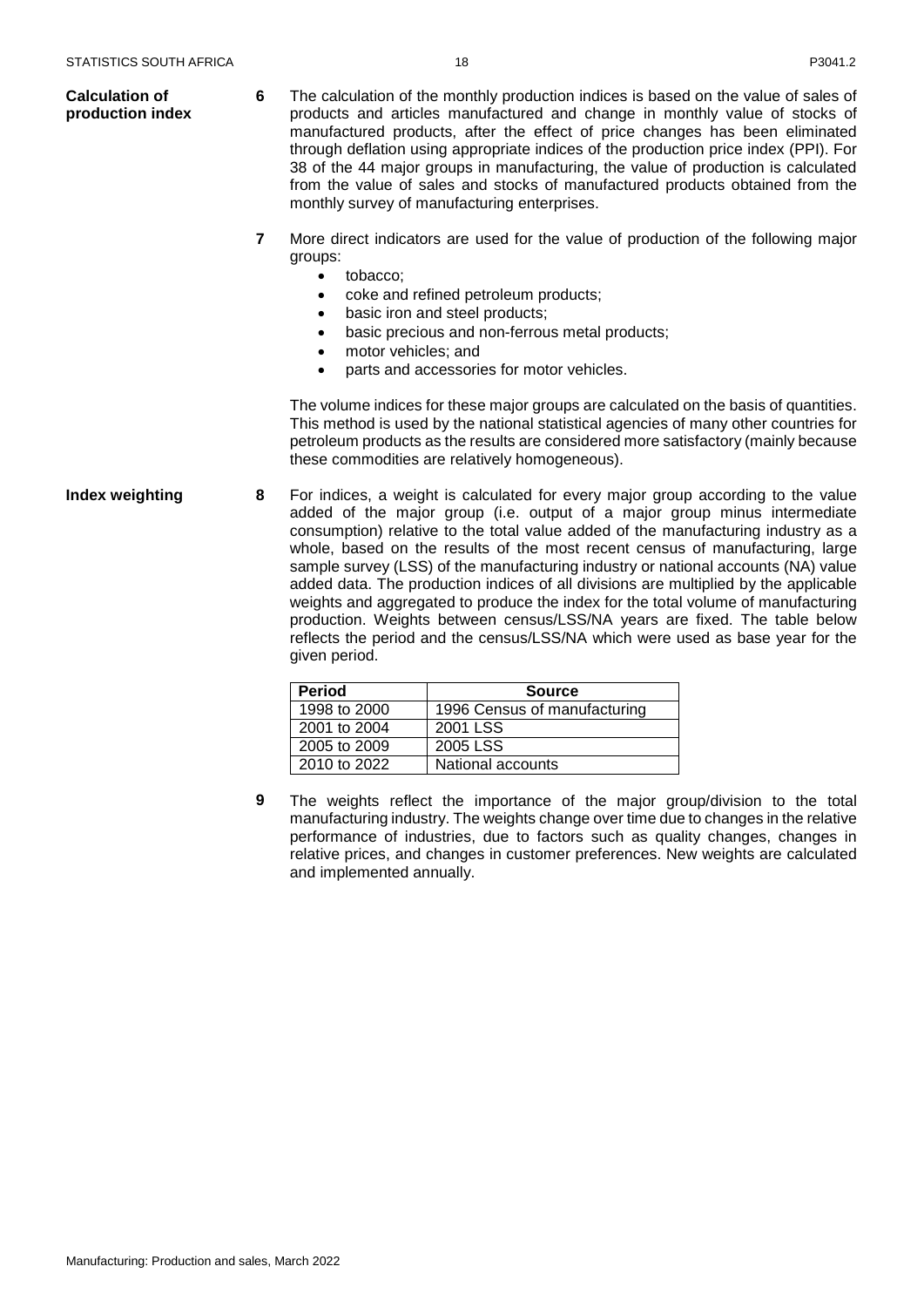**Calculation of production index**

**6** The calculation of the monthly production indices is based on the value of sales of products and articles manufactured and change in monthly value of stocks of manufactured products, after the effect of price changes has been eliminated through deflation using appropriate indices of the production price index (PPI). For 38 of the 44 major groups in manufacturing, the value of production is calculated from the value of sales and stocks of manufactured products obtained from the monthly survey of manufacturing enterprises.

**7** More direct indicators are used for the value of production of the following major groups:

- tobacco;
- coke and refined petroleum products;
- basic iron and steel products;
- basic precious and non-ferrous metal products;
- motor vehicles; and
- parts and accessories for motor vehicles.

The volume indices for these major groups are calculated on the basis of quantities. This method is used by the national statistical agencies of many other countries for petroleum products as the results are considered more satisfactory (mainly because these commodities are relatively homogeneous).

**Index weighting**

**8** For indices, a weight is calculated for every major group according to the value added of the major group (i.e. output of a major group minus intermediate consumption) relative to the total value added of the manufacturing industry as a whole, based on the results of the most recent census of manufacturing, large sample survey (LSS) of the manufacturing industry or national accounts (NA) value added data. The production indices of all divisions are multiplied by the applicable weights and aggregated to produce the index for the total volume of manufacturing production. Weights between census/LSS/NA years are fixed. The table below reflects the period and the census/LSS/NA which were used as base year for the given period.

| Period | Source |
|---|---|
| 1998 to 2000 | 1996 Census of manufacturing |
| 2001 to 2004 | 2001 LSS |
| 2005 to 2009 | 2005 LSS |
| 2010 to 2022 | National accounts |

**9** The weights reflect the importance of the major group/division to the total manufacturing industry. The weights change over time due to changes in the relative performance of industries, due to factors such as quality changes, changes in relative prices, and changes in customer preferences. New weights are calculated and implemented annually.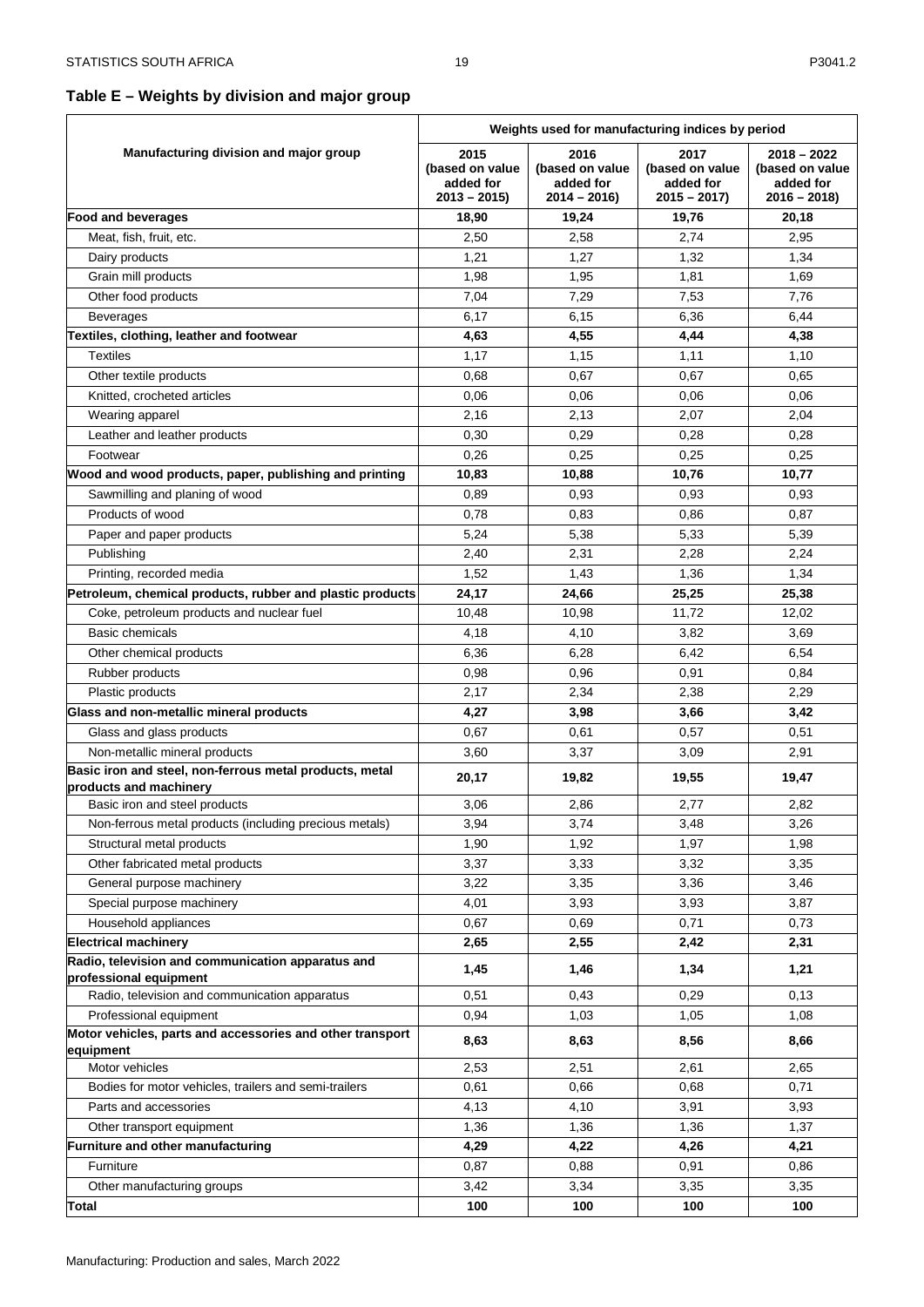## Table E – Weights by division and major group

| Manufacturing division and major group | Weights used for manufacturing indices by period | | | |
|---|---|---|---|---|
| | 2015 (based on value added for 2013 – 2015) | 2016 (based on value added for 2014 – 2016) | 2017 (based on value added for 2015 – 2017) | 2018 – 2022 (based on value added for 2016 – 2018) |
| **Food and beverages** | **18,90** | **19,24** | **19,76** | **20,18** |
| Meat, fish, fruit, etc. | 2,50 | 2,58 | 2,74 | 2,95 |
| Dairy products | 1,21 | 1,27 | 1,32 | 1,34 |
| Grain mill products | 1,98 | 1,95 | 1,81 | 1,69 |
| Other food products | 7,04 | 7,29 | 7,53 | 7,76 |
| Beverages | 6,17 | 6,15 | 6,36 | 6,44 |
| **Textiles, clothing, leather and footwear** | **4,63** | **4,55** | **4,44** | **4,38** |
| Textiles | 1,17 | 1,15 | 1,11 | 1,10 |
| Other textile products | 0,68 | 0,67 | 0,67 | 0,65 |
| Knitted, crocheted articles | 0,06 | 0,06 | 0,06 | 0,06 |
| Wearing apparel | 2,16 | 2,13 | 2,07 | 2,04 |
| Leather and leather products | 0,30 | 0,29 | 0,28 | 0,28 |
| Footwear | 0,26 | 0,25 | 0,25 | 0,25 |
| **Wood and wood products, paper, publishing and printing** | **10,83** | **10,88** | **10,76** | **10,77** |
| Sawmilling and planing of wood | 0,89 | 0,93 | 0,93 | 0,93 |
| Products of wood | 0,78 | 0,83 | 0,86 | 0,87 |
| Paper and paper products | 5,24 | 5,38 | 5,33 | 5,39 |
| Publishing | 2,40 | 2,31 | 2,28 | 2,24 |
| Printing, recorded media | 1,52 | 1,43 | 1,36 | 1,34 |
| **Petroleum, chemical products, rubber and plastic products** | **24,17** | **24,66** | **25,25** | **25,38** |
| Coke, petroleum products and nuclear fuel | 10,48 | 10,98 | 11,72 | 12,02 |
| Basic chemicals | 4,18 | 4,10 | 3,82 | 3,69 |
| Other chemical products | 6,36 | 6,28 | 6,42 | 6,54 |
| Rubber products | 0,98 | 0,96 | 0,91 | 0,84 |
| Plastic products | 2,17 | 2,34 | 2,38 | 2,29 |
| **Glass and non-metallic mineral products** | **4,27** | **3,98** | **3,66** | **3,42** |
| Glass and glass products | 0,67 | 0,61 | 0,57 | 0,51 |
| Non-metallic mineral products | 3,60 | 3,37 | 3,09 | 2,91 |
| **Basic iron and steel, non-ferrous metal products, metal products and machinery** | **20,17** | **19,82** | **19,55** | **19,47** |
| Basic iron and steel products | 3,06 | 2,86 | 2,77 | 2,82 |
| Non-ferrous metal products (including precious metals) | 3,94 | 3,74 | 3,48 | 3,26 |
| Structural metal products | 1,90 | 1,92 | 1,97 | 1,98 |
| Other fabricated metal products | 3,37 | 3,33 | 3,32 | 3,35 |
| General purpose machinery | 3,22 | 3,35 | 3,36 | 3,46 |
| Special purpose machinery | 4,01 | 3,93 | 3,93 | 3,87 |
| Household appliances | 0,67 | 0,69 | 0,71 | 0,73 |
| **Electrical machinery** | **2,65** | **2,55** | **2,42** | **2,31** |
| **Radio, television and communication apparatus and professional equipment** | **1,45** | **1,46** | **1,34** | **1,21** |
| Radio, television and communication apparatus | 0,51 | 0,43 | 0,29 | 0,13 |
| Professional equipment | 0,94 | 1,03 | 1,05 | 1,08 |
| **Motor vehicles, parts and accessories and other transport equipment** | **8,63** | **8,63** | **8,56** | **8,66** |
| Motor vehicles | 2,53 | 2,51 | 2,61 | 2,65 |
| Bodies for motor vehicles, trailers and semi-trailers | 0,61 | 0,66 | 0,68 | 0,71 |
| Parts and accessories | 4,13 | 4,10 | 3,91 | 3,93 |
| Other transport equipment | 1,36 | 1,36 | 1,36 | 1,37 |
| **Furniture and other manufacturing** | **4,29** | **4,22** | **4,26** | **4,21** |
| Furniture | 0,87 | 0,88 | 0,91 | 0,86 |
| Other manufacturing groups | 3,42 | 3,34 | 3,35 | 3,35 |
| **Total** | **100** | **100** | **100** | **100** |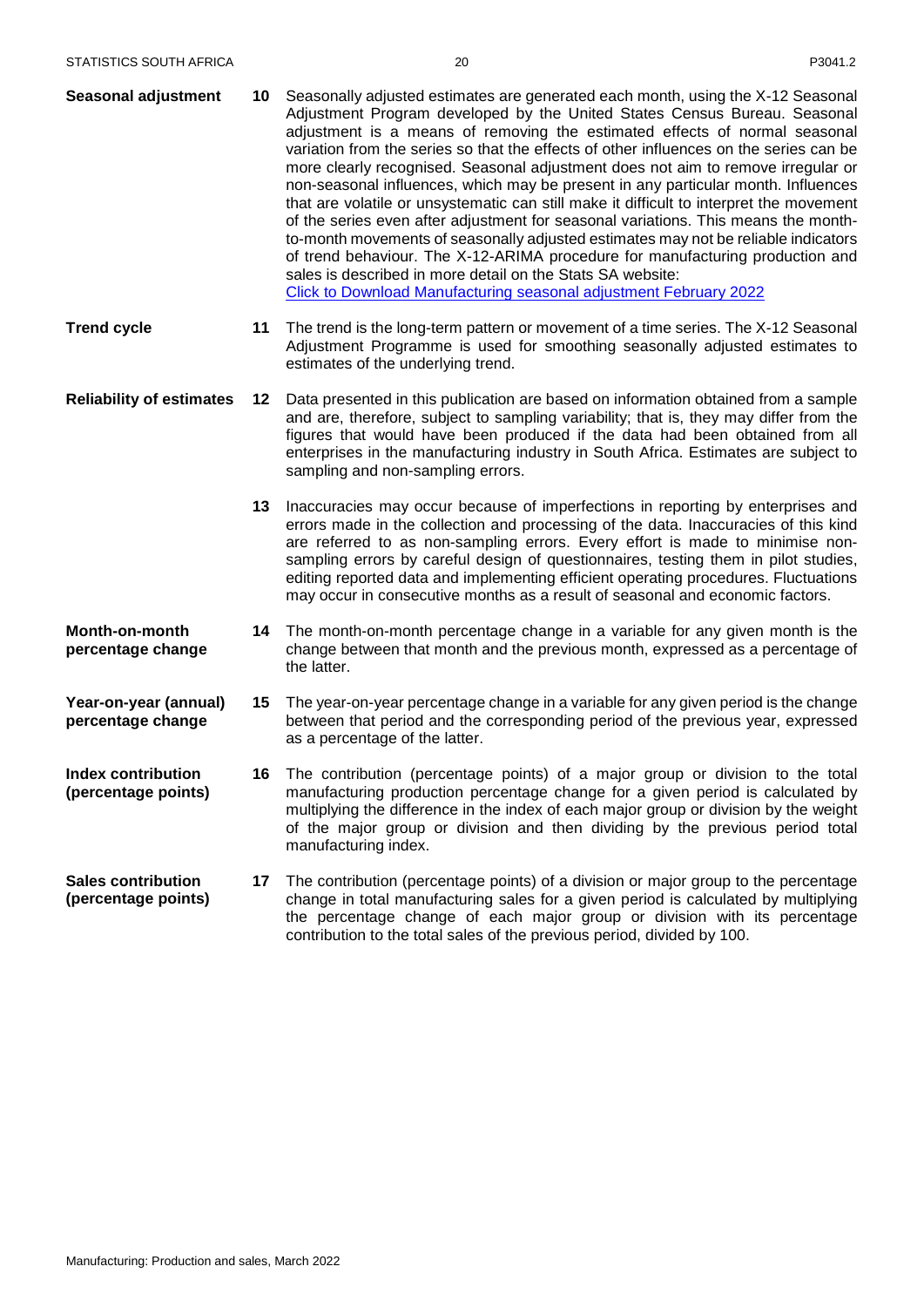**Seasonal adjustment**

**10** Seasonally adjusted estimates are generated each month, using the X-12 Seasonal Adjustment Program developed by the United States Census Bureau. Seasonal adjustment is a means of removing the estimated effects of normal seasonal variation from the series so that the effects of other influences on the series can be more clearly recognised. Seasonal adjustment does not aim to remove irregular or non-seasonal influences, which may be present in any particular month. Influences that are volatile or unsystematic can still make it difficult to interpret the movement of the series even after adjustment for seasonal variations. This means the month-to-month movements of seasonally adjusted estimates may not be reliable indicators of trend behaviour. The X-12-ARIMA procedure for manufacturing production and sales is described in more detail on the Stats SA website:
[Click to Download Manufacturing seasonal adjustment February 2022]

**Trend cycle**

**11** The trend is the long-term pattern or movement of a time series. The X-12 Seasonal Adjustment Programme is used for smoothing seasonally adjusted estimates to estimates of the underlying trend.

**Reliability of estimates**

**12** Data presented in this publication are based on information obtained from a sample and are, therefore, subject to sampling variability; that is, they may differ from the figures that would have been produced if the data had been obtained from all enterprises in the manufacturing industry in South Africa. Estimates are subject to sampling and non-sampling errors.

**13** Inaccuracies may occur because of imperfections in reporting by enterprises and errors made in the collection and processing of the data. Inaccuracies of this kind are referred to as non-sampling errors. Every effort is made to minimise non-sampling errors by careful design of questionnaires, testing them in pilot studies, editing reported data and implementing efficient operating procedures. Fluctuations may occur in consecutive months as a result of seasonal and economic factors.

**Month-on-month percentage change**

**14** The month-on-month percentage change in a variable for any given month is the change between that month and the previous month, expressed as a percentage of the latter.

**Year-on-year (annual) percentage change**

**15** The year-on-year percentage change in a variable for any given period is the change between that period and the corresponding period of the previous year, expressed as a percentage of the latter.

**Index contribution (percentage points)**

**16** The contribution (percentage points) of a major group or division to the total manufacturing production percentage change for a given period is calculated by multiplying the difference in the index of each major group or division by the weight of the major group or division and then dividing by the previous period total manufacturing index.

**Sales contribution (percentage points)**

**17** The contribution (percentage points) of a division or major group to the percentage change in total manufacturing sales for a given period is calculated by multiplying the percentage change of each major group or division with its percentage contribution to the total sales of the previous period, divided by 100.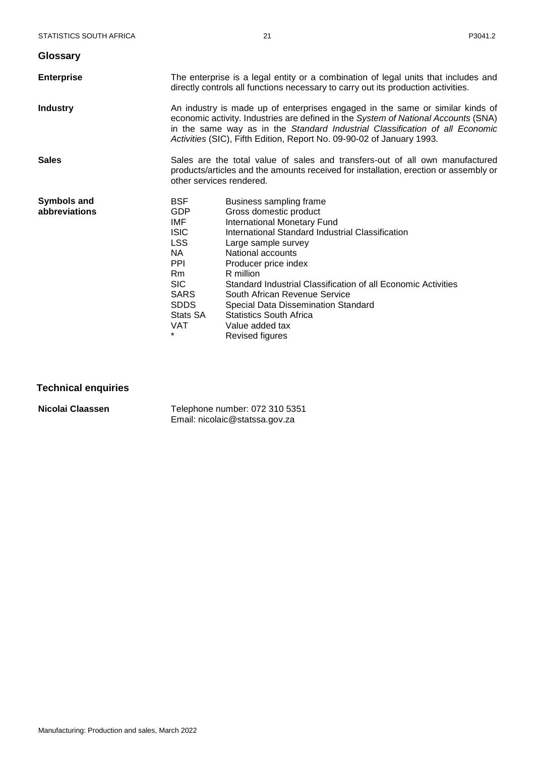## Glossary

**Enterprise**

The enterprise is a legal entity or a combination of legal units that includes and directly controls all functions necessary to carry out its production activities.

**Industry**

An industry is made up of enterprises engaged in the same or similar kinds of economic activity. Industries are defined in the *System of National Accounts* (SNA) in the same way as in the *Standard Industrial Classification of all Economic Activities* (SIC), Fifth Edition, Report No. 09-90-02 of January 1993.

**Sales**

Sales are the total value of sales and transfers-out of all own manufactured products/articles and the amounts received for installation, erection or assembly or other services rendered.

**Symbols and abbreviations**

| | |
|---|---|
| BSF | Business sampling frame |
| GDP | Gross domestic product |
| IMF | International Monetary Fund |
| ISIC | International Standard Industrial Classification |
| LSS | Large sample survey |
| NA | National accounts |
| PPI | Producer price index |
| Rm | R million |
| SIC | Standard Industrial Classification of all Economic Activities |
| SARS | South African Revenue Service |
| SDDS | Special Data Dissemination Standard |
| Stats SA | Statistics South Africa |
| VAT | Value added tax |
| * | Revised figures |

## Technical enquiries

**Nicolai Claassen**

Telephone number: 072 310 5351
Email: nicolaic@statssa.gov.za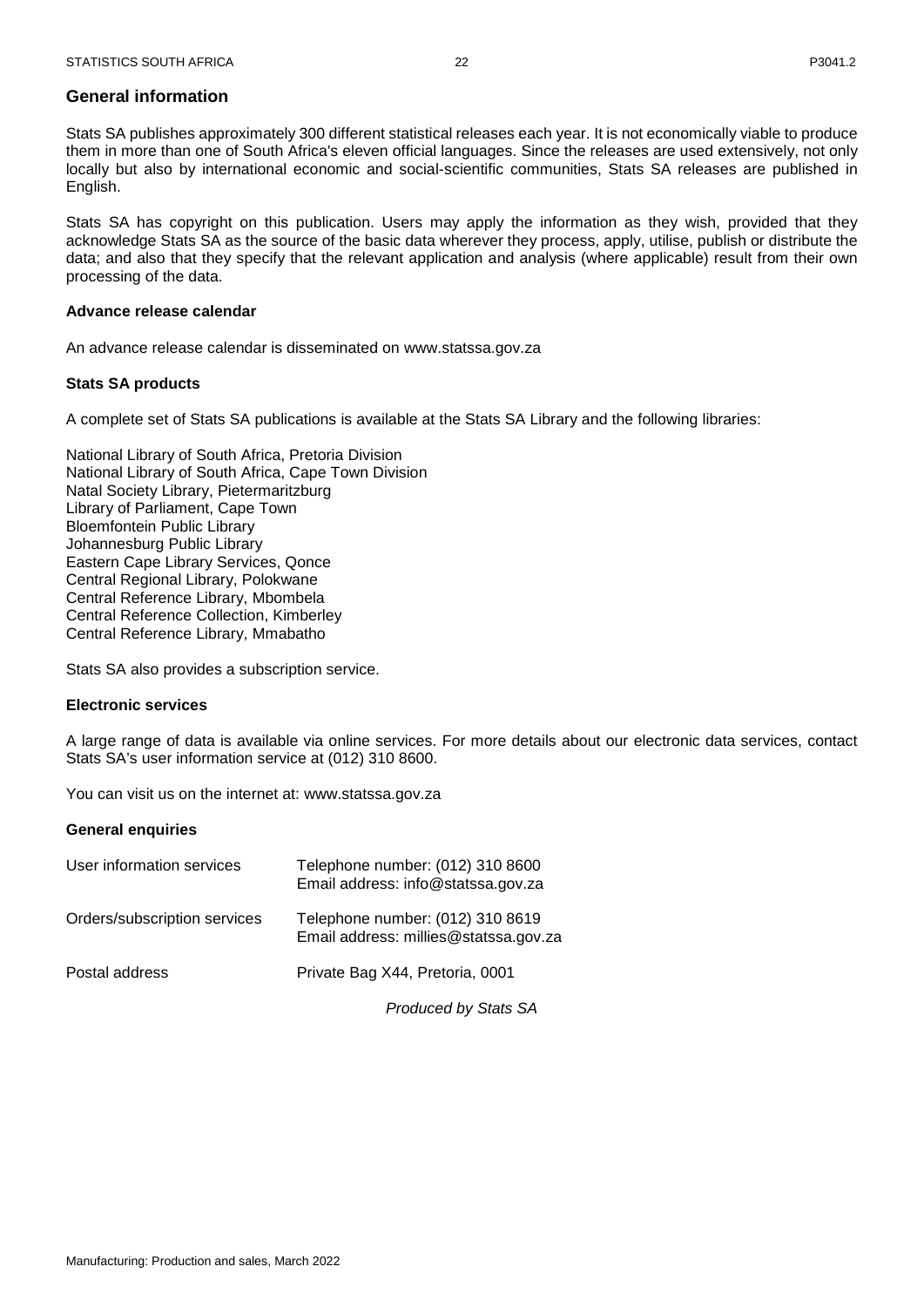## General information

Stats SA publishes approximately 300 different statistical releases each year. It is not economically viable to produce them in more than one of South Africa's eleven official languages. Since the releases are used extensively, not only locally but also by international economic and social-scientific communities, Stats SA releases are published in English.

Stats SA has copyright on this publication. Users may apply the information as they wish, provided that they acknowledge Stats SA as the source of the basic data wherever they process, apply, utilise, publish or distribute the data; and also that they specify that the relevant application and analysis (where applicable) result from their own processing of the data.

**Advance release calendar**

An advance release calendar is disseminated on www.statssa.gov.za

**Stats SA products**

A complete set of Stats SA publications is available at the Stats SA Library and the following libraries:

National Library of South Africa, Pretoria Division
National Library of South Africa, Cape Town Division
Natal Society Library, Pietermaritzburg
Library of Parliament, Cape Town
Bloemfontein Public Library
Johannesburg Public Library
Eastern Cape Library Services, Qonce
Central Regional Library, Polokwane
Central Reference Library, Mbombela
Central Reference Collection, Kimberley
Central Reference Library, Mmabatho

Stats SA also provides a subscription service.

**Electronic services**

A large range of data is available via online services. For more details about our electronic data services, contact Stats SA's user information service at (012) 310 8600.

You can visit us on the internet at: www.statssa.gov.za

**General enquiries**

| | |
|---|---|
| User information services | Telephone number: (012) 310 8600<br>Email address: info@statssa.gov.za |
| Orders/subscription services | Telephone number: (012) 310 8619<br>Email address: millies@statssa.gov.za |
| Postal address | Private Bag X44, Pretoria, 0001 |

*Produced by Stats SA*